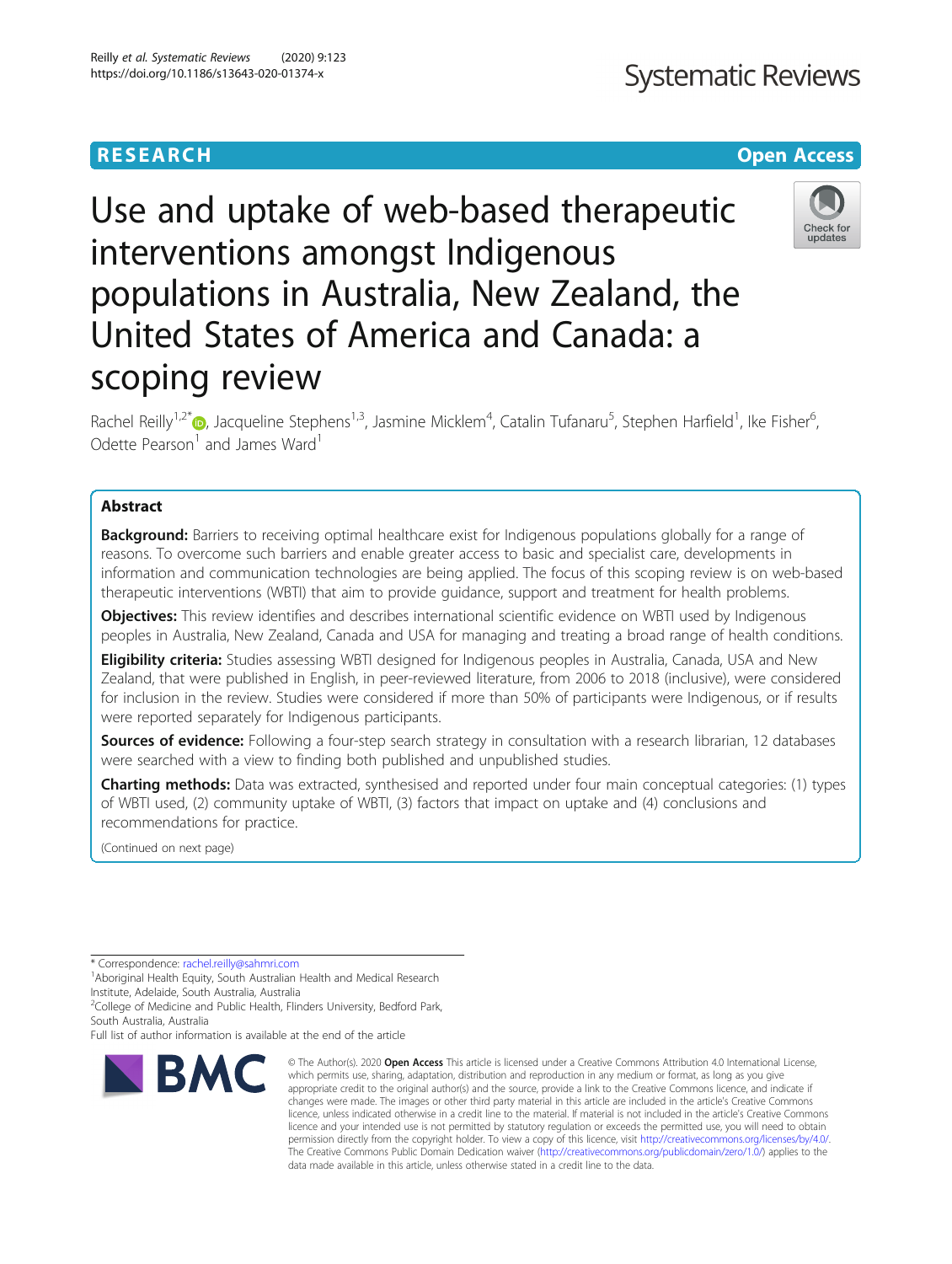RESEARCH Open Access

# Use and uptake of web-based therapeutic interventions amongst Indigenous populations in Australia, New Zealand, the United States of America and Canada: a scoping review

Rachel Reilly[1,2*], Jacqueline Stephens[1,3], Jasmine Micklem[4], Catalin Tufanaru[5], Stephen Harfield[1], Ike Fisher[6], Odette Pearson[1] and James Ward[1]

## Abstract

**Background:** Barriers to receiving optimal healthcare exist for Indigenous populations globally for a range of reasons. To overcome such barriers and enable greater access to basic and specialist care, developments in information and communication technologies are being applied. The focus of this scoping review is on web-based therapeutic interventions (WBTI) that aim to provide guidance, support and treatment for health problems.

**Objectives:** This review identifies and describes international scientific evidence on WBTI used by Indigenous peoples in Australia, New Zealand, Canada and USA for managing and treating a broad range of health conditions.

**Eligibility criteria:** Studies assessing WBTI designed for Indigenous peoples in Australia, Canada, USA and New Zealand, that were published in English, in peer-reviewed literature, from 2006 to 2018 (inclusive), were considered for inclusion in the review. Studies were considered if more than 50% of participants were Indigenous, or if results were reported separately for Indigenous participants.

**Sources of evidence:** Following a four-step search strategy in consultation with a research librarian, 12 databases were searched with a view to finding both published and unpublished studies.

**Charting methods:** Data was extracted, synthesised and reported under four main conceptual categories: (1) types of WBTI used, (2) community uptake of WBTI, (3) factors that impact on uptake and (4) conclusions and recommendations for practice.

(Continued on next page)

* Correspondence: rachel.reilly@sahmri.com
[1]Aboriginal Health Equity, South Australian Health and Medical Research Institute, Adelaide, South Australia, Australia
[2]College of Medicine and Public Health, Flinders University, Bedford Park, South Australia, Australia
Full list of author information is available at the end of the article

© The Author(s). 2020 **Open Access** This article is licensed under a Creative Commons Attribution 4.0 International License, which permits use, sharing, adaptation, distribution and reproduction in any medium or format, as long as you give appropriate credit to the original author(s) and the source, provide a link to the Creative Commons licence, and indicate if changes were made. The images or other third party material in this article are included in the article's Creative Commons licence, unless indicated otherwise in a credit line to the material. If material is not included in the article's Creative Commons licence and your intended use is not permitted by statutory regulation or exceeds the permitted use, you will need to obtain permission directly from the copyright holder. To view a copy of this licence, visit http://creativecommons.org/licenses/by/4.0/. The Creative Commons Public Domain Dedication waiver (http://creativecommons.org/publicdomain/zero/1.0/) applies to the data made available in this article, unless otherwise stated in a credit line to the data.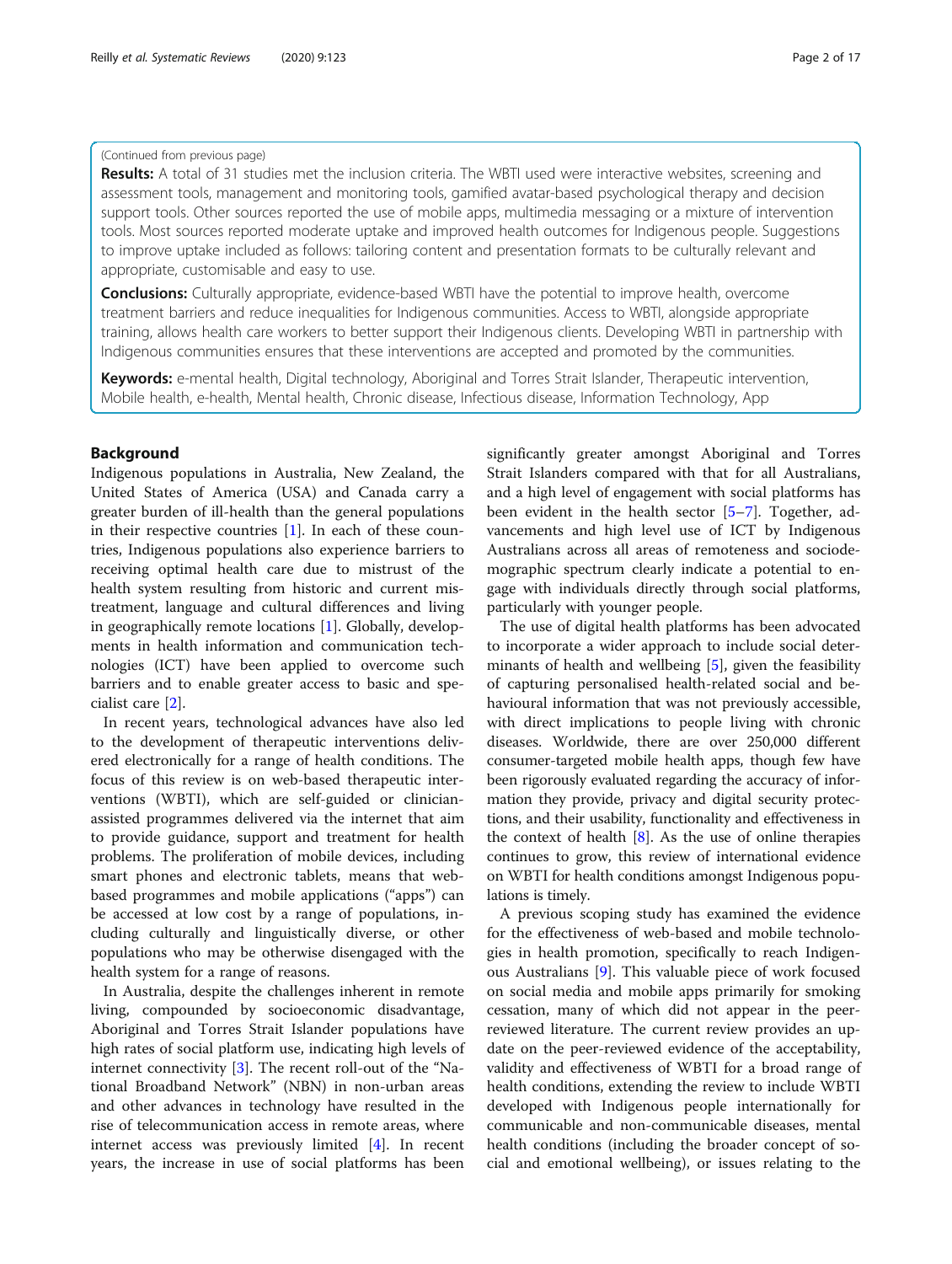(Continued from previous page)

**Results:** A total of 31 studies met the inclusion criteria. The WBTI used were interactive websites, screening and assessment tools, management and monitoring tools, gamified avatar-based psychological therapy and decision support tools. Other sources reported the use of mobile apps, multimedia messaging or a mixture of intervention tools. Most sources reported moderate uptake and improved health outcomes for Indigenous people. Suggestions to improve uptake included as follows: tailoring content and presentation formats to be culturally relevant and appropriate, customisable and easy to use.

**Conclusions:** Culturally appropriate, evidence-based WBTI have the potential to improve health, overcome treatment barriers and reduce inequalities for Indigenous communities. Access to WBTI, alongside appropriate training, allows health care workers to better support their Indigenous clients. Developing WBTI in partnership with Indigenous communities ensures that these interventions are accepted and promoted by the communities.

**Keywords:** e-mental health, Digital technology, Aboriginal and Torres Strait Islander, Therapeutic intervention, Mobile health, e-health, Mental health, Chronic disease, Infectious disease, Information Technology, App

## Background

Indigenous populations in Australia, New Zealand, the United States of America (USA) and Canada carry a greater burden of ill-health than the general populations in their respective countries [1]. In each of these countries, Indigenous populations also experience barriers to receiving optimal health care due to mistrust of the health system resulting from historic and current mistreatment, language and cultural differences and living in geographically remote locations [1]. Globally, developments in health information and communication technologies (ICT) have been applied to overcome such barriers and to enable greater access to basic and specialist care [2].

In recent years, technological advances have also led to the development of therapeutic interventions delivered electronically for a range of health conditions. The focus of this review is on web-based therapeutic interventions (WBTI), which are self-guided or clinician-assisted programmes delivered via the internet that aim to provide guidance, support and treatment for health problems. The proliferation of mobile devices, including smart phones and electronic tablets, means that web-based programmes and mobile applications ("apps") can be accessed at low cost by a range of populations, including culturally and linguistically diverse, or other populations who may be otherwise disengaged with the health system for a range of reasons.

In Australia, despite the challenges inherent in remote living, compounded by socioeconomic disadvantage, Aboriginal and Torres Strait Islander populations have high rates of social platform use, indicating high levels of internet connectivity [3]. The recent roll-out of the "National Broadband Network" (NBN) in non-urban areas and other advances in technology have resulted in the rise of telecommunication access in remote areas, where internet access was previously limited [4]. In recent years, the increase in use of social platforms has been significantly greater amongst Aboriginal and Torres Strait Islanders compared with that for all Australians, and a high level of engagement with social platforms has been evident in the health sector [5–7]. Together, advancements and high level use of ICT by Indigenous Australians across all areas of remoteness and sociodemographic spectrum clearly indicate a potential to engage with individuals directly through social platforms, particularly with younger people.

The use of digital health platforms has been advocated to incorporate a wider approach to include social determinants of health and wellbeing [5], given the feasibility of capturing personalised health-related social and behavioural information that was not previously accessible, with direct implications to people living with chronic diseases. Worldwide, there are over 250,000 different consumer-targeted mobile health apps, though few have been rigorously evaluated regarding the accuracy of information they provide, privacy and digital security protections, and their usability, functionality and effectiveness in the context of health [8]. As the use of online therapies continues to grow, this review of international evidence on WBTI for health conditions amongst Indigenous populations is timely.

A previous scoping study has examined the evidence for the effectiveness of web-based and mobile technologies in health promotion, specifically to reach Indigenous Australians [9]. This valuable piece of work focused on social media and mobile apps primarily for smoking cessation, many of which did not appear in the peer-reviewed literature. The current review provides an update on the peer-reviewed evidence of the acceptability, validity and effectiveness of WBTI for a broad range of health conditions, extending the review to include WBTI developed with Indigenous people internationally for communicable and non-communicable diseases, mental health conditions (including the broader concept of social and emotional wellbeing), or issues relating to the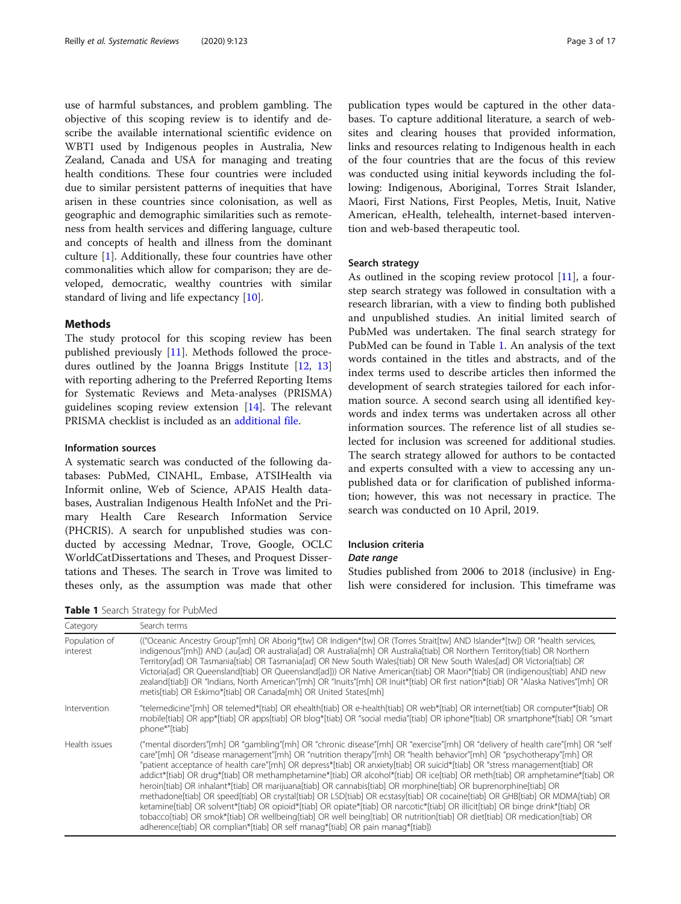use of harmful substances, and problem gambling. The objective of this scoping review is to identify and describe the available international scientific evidence on WBTI used by Indigenous peoples in Australia, New Zealand, Canada and USA for managing and treating health conditions. These four countries were included due to similar persistent patterns of inequities that have arisen in these countries since colonisation, as well as geographic and demographic similarities such as remoteness from health services and differing language, culture and concepts of health and illness from the dominant culture [1]. Additionally, these four countries have other commonalities which allow for comparison; they are developed, democratic, wealthy countries with similar standard of living and life expectancy [10].

## Methods

The study protocol for this scoping review has been published previously [11]. Methods followed the procedures outlined by the Joanna Briggs Institute [12, 13] with reporting adhering to the Preferred Reporting Items for Systematic Reviews and Meta-analyses (PRISMA) guidelines scoping review extension [14]. The relevant PRISMA checklist is included as an additional file.

### Information sources

A systematic search was conducted of the following databases: PubMed, CINAHL, Embase, ATSIHealth via Informit online, Web of Science, APAIS Health databases, Australian Indigenous Health InfoNet and the Primary Health Care Research Information Service (PHCRIS). A search for unpublished studies was conducted by accessing Mednar, Trove, Google, OCLC WorldCatDissertations and Theses, and Proquest Dissertations and Theses. The search in Trove was limited to theses only, as the assumption was made that other publication types would be captured in the other databases. To capture additional literature, a search of websites and clearing houses that provided information, links and resources relating to Indigenous health in each of the four countries that are the focus of this review was conducted using initial keywords including the following: Indigenous, Aboriginal, Torres Strait Islander, Maori, First Nations, First Peoples, Metis, Inuit, Native American, eHealth, telehealth, internet-based intervention and web-based therapeutic tool.

### Search strategy

As outlined in the scoping review protocol [11], a four-step search strategy was followed in consultation with a research librarian, with a view to finding both published and unpublished studies. An initial limited search of PubMed was undertaken. The final search strategy for PubMed can be found in Table 1. An analysis of the text words contained in the titles and abstracts, and of the index terms used to describe articles then informed the development of search strategies tailored for each information source. A second search using all identified keywords and index terms was undertaken across all other information sources. The reference list of all studies selected for inclusion was screened for additional studies. The search strategy allowed for authors to be contacted and experts consulted with a view to accessing any unpublished data or for clarification of published information; however, this was not necessary in practice. The search was conducted on 10 April, 2019.

### Inclusion criteria

#### *Date range*

Studies published from 2006 to 2018 (inclusive) in English were considered for inclusion. This timeframe was

**Table 1** Search Strategy for PubMed

| Category | Search terms |
|---|---|
| Population of interest | (("Oceanic Ancestry Group"[mh] OR Aborig*[tw] OR Indigen*[tw] OR (Torres Strait[tw] AND Islander*[tw]) OR "health services, indigenous"[mh]) AND (.au[ad] OR australia[ad] OR Australia[mh] OR Australia[tiab] OR Northern Territory[tiab] OR Northern Territory[ad] OR Tasmania[tiab] OR Tasmania[ad] OR New South Wales[tiab] OR New South Wales[ad] OR Victoria[tiab] *OR* Victoria[ad] OR Queensland[tiab] OR Queensland[ad])) OR Native American[tiab] OR Maori*[tiab] OR (indigenous[tiab] AND new zealand[tiab]) OR "Indians, North American"[mh] OR "Inuits"[mh] OR Inuit*[tiab] OR first nation*[tiab] OR "Alaska Natives"[mh] OR metis[tiab] OR Eskimo*[tiab] OR Canada[mh] OR United States[mh] |
| Intervention | "telemedicine"[mh] OR telemed*[tiab] OR ehealth[tiab] OR e-health[tiab] OR web*[tiab] OR internet[tiab] OR computer*[tiab] OR mobile[tiab] OR app*[tiab] OR apps[tiab] OR blog*[tiab] OR "social media"[tiab] OR iphone*[tiab] OR smartphone*[tiab] OR "smart phone*"[tiab] |
| Health issues | ("mental disorders"[mh] OR "gambling"[mh] OR "chronic disease"[mh] OR "exercise"[mh] OR "delivery of health care"[mh] OR "self care"[mh] OR "disease management"[mh] OR "nutrition therapy"[mh] OR "health behavior"[mh] OR "psychotherapy"[mh] OR "patient acceptance of health care"[mh] OR depress*[tiab] OR anxiety[tiab] OR suicid*[tiab] OR "stress management[tiab] OR addict*[tiab] OR drug*[tiab] OR methamphetamine*[tiab] OR alcohol*[tiab] OR ice[tiab] OR meth[tiab] OR amphetamine*[tiab] OR heroin[tiab] OR inhalant*[tiab] OR marijuana[tiab] OR cannabis[tiab] OR morphine[tiab] OR buprenorphine[tiab] OR methadone[tiab] OR speed[tiab] OR crystal[tiab] OR LSD[tiab] OR ecstasy[tiab] OR cocaine[tiab] OR GHB[tiab] OR MDMA[tiab] OR ketamine[tiab] OR solvent*[tiab] OR opioid*[tiab] OR opiate*[tiab] OR narcotic*[tiab] OR illicit[tiab] OR binge drink*[tiab] OR tobacco[tiab] OR smok*[tiab] OR wellbeing[tiab] OR well being[tiab] OR nutrition[tiab] OR diet[tiab] OR medication[tiab] OR adherence[tiab] OR complian*[tiab] OR self manag*[tiab] OR pain manag*[tiab]) |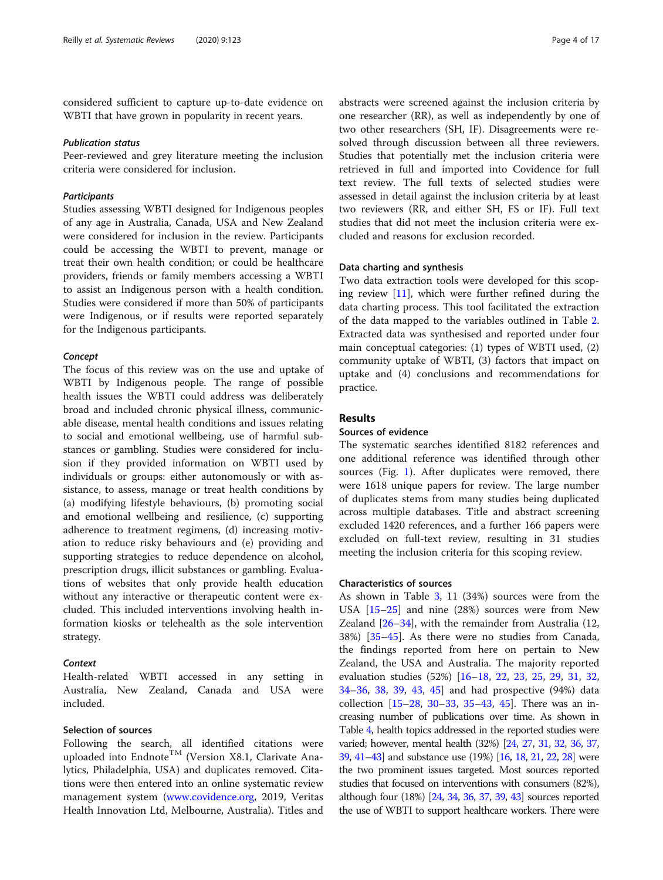considered sufficient to capture up-to-date evidence on WBTI that have grown in popularity in recent years.

#### *Publication status*

Peer-reviewed and grey literature meeting the inclusion criteria were considered for inclusion.

#### *Participants*

Studies assessing WBTI designed for Indigenous peoples of any age in Australia, Canada, USA and New Zealand were considered for inclusion in the review. Participants could be accessing the WBTI to prevent, manage or treat their own health condition; or could be healthcare providers, friends or family members accessing a WBTI to assist an Indigenous person with a health condition. Studies were considered if more than 50% of participants were Indigenous, or if results were reported separately for the Indigenous participants.

#### *Concept*

The focus of this review was on the use and uptake of WBTI by Indigenous people. The range of possible health issues the WBTI could address was deliberately broad and included chronic physical illness, communicable disease, mental health conditions and issues relating to social and emotional wellbeing, use of harmful substances or gambling. Studies were considered for inclusion if they provided information on WBTI used by individuals or groups: either autonomously or with assistance, to assess, manage or treat health conditions by (a) modifying lifestyle behaviours, (b) promoting social and emotional wellbeing and resilience, (c) supporting adherence to treatment regimens, (d) increasing motivation to reduce risky behaviours and (e) providing and supporting strategies to reduce dependence on alcohol, prescription drugs, illicit substances or gambling. Evaluations of websites that only provide health education without any interactive or therapeutic content were excluded. This included interventions involving health information kiosks or telehealth as the sole intervention strategy.

#### *Context*

Health-related WBTI accessed in any setting in Australia, New Zealand, Canada and USA were included.

### Selection of sources

Following the search, all identified citations were uploaded into Endnote$^{TM}$ (Version X8.1, Clarivate Analytics, Philadelphia, USA) and duplicates removed. Citations were then entered into an online systematic review management system (www.covidence.org, 2019, Veritas Health Innovation Ltd, Melbourne, Australia). Titles and abstracts were screened against the inclusion criteria by one researcher (RR), as well as independently by one of two other researchers (SH, IF). Disagreements were resolved through discussion between all three reviewers. Studies that potentially met the inclusion criteria were retrieved in full and imported into Covidence for full text review. The full texts of selected studies were assessed in detail against the inclusion criteria by at least two reviewers (RR, and either SH, FS or IF). Full text studies that did not meet the inclusion criteria were excluded and reasons for exclusion recorded.

### Data charting and synthesis

Two data extraction tools were developed for this scoping review [11], which were further refined during the data charting process. This tool facilitated the extraction of the data mapped to the variables outlined in Table 2. Extracted data was synthesised and reported under four main conceptual categories: (1) types of WBTI used, (2) community uptake of WBTI, (3) factors that impact on uptake and (4) conclusions and recommendations for practice.

## Results

### Sources of evidence

The systematic searches identified 8182 references and one additional reference was identified through other sources (Fig. 1). After duplicates were removed, there were 1618 unique papers for review. The large number of duplicates stems from many studies being duplicated across multiple databases. Title and abstract screening excluded 1420 references, and a further 166 papers were excluded on full-text review, resulting in 31 studies meeting the inclusion criteria for this scoping review.

### Characteristics of sources

As shown in Table 3, 11 (34%) sources were from the USA [15–25] and nine (28%) sources were from New Zealand [26–34], with the remainder from Australia (12, 38%) [35–45]. As there were no studies from Canada, the findings reported from here on pertain to New Zealand, the USA and Australia. The majority reported evaluation studies (52%) [16–18, 22, 23, 25, 29, 31, 32, 34–36, 38, 39, 43, 45] and had prospective (94%) data collection [15–28, 30–33, 35–43, 45]. There was an increasing number of publications over time. As shown in Table 4, health topics addressed in the reported studies were varied; however, mental health (32%) [24, 27, 31, 32, 36, 37, 39, 41–43] and substance use (19%) [16, 18, 21, 22, 28] were the two prominent issues targeted. Most sources reported studies that focused on interventions with consumers (82%), although four (18%) [24, 34, 36, 37, 39, 43] sources reported the use of WBTI to support healthcare workers. There were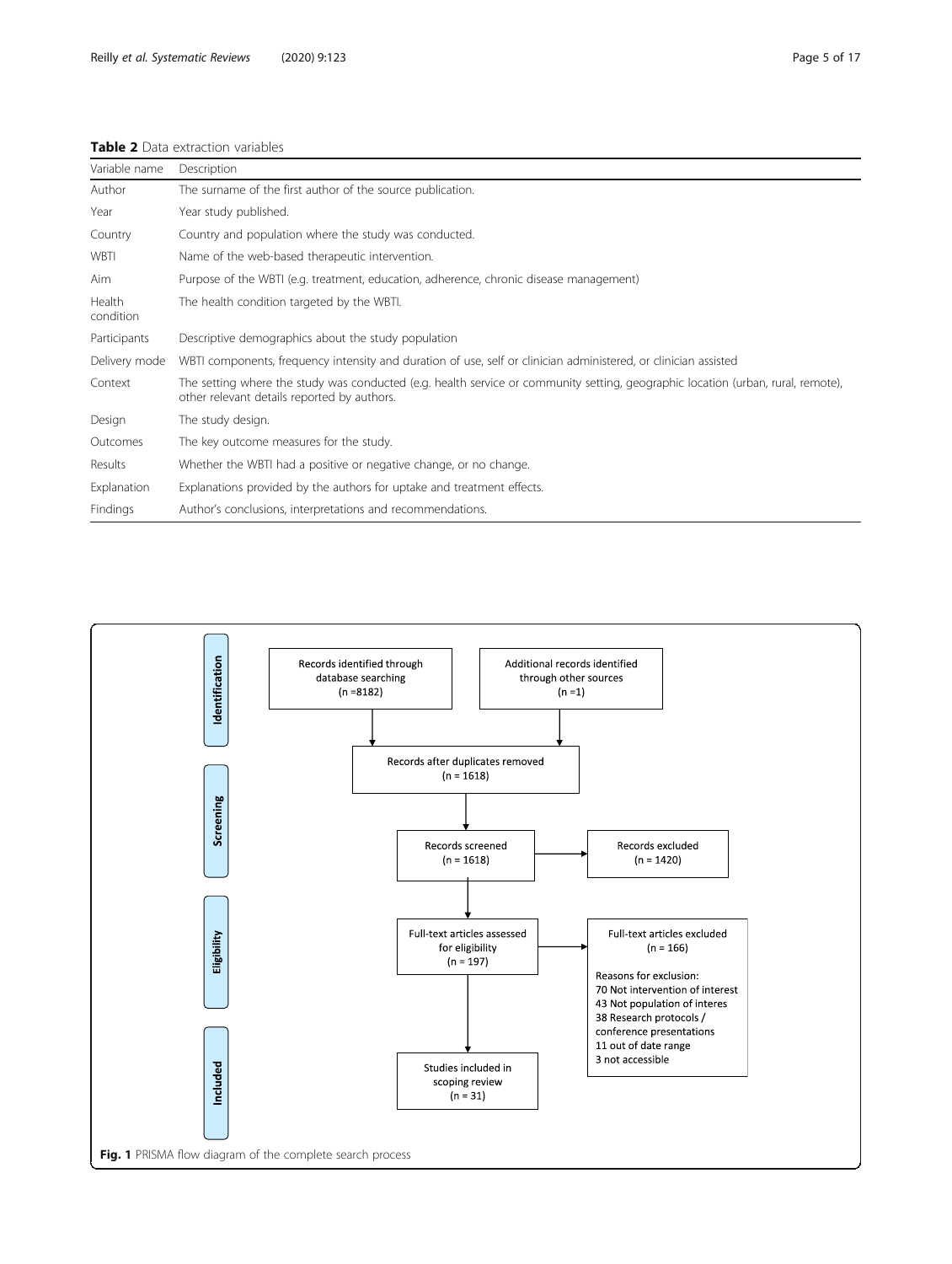**Table 2** Data extraction variables

| Variable name | Description |
| --- | --- |
| Author | The surname of the first author of the source publication. |
| Year | Year study published. |
| Country | Country and population where the study was conducted. |
| WBTI | Name of the web-based therapeutic intervention. |
| Aim | Purpose of the WBTI (e.g. treatment, education, adherence, chronic disease management) |
| Health condition | The health condition targeted by the WBTI. |
| Participants | Descriptive demographics about the study population |
| Delivery mode | WBTI components, frequency intensity and duration of use, self or clinician administered, or clinician assisted |
| Context | The setting where the study was conducted (e.g. health service or community setting, geographic location (urban, rural, remote), other relevant details reported by authors. |
| Design | The study design. |
| Outcomes | The key outcome measures for the study. |
| Results | Whether the WBTI had a positive or negative change, or no change. |
| Explanation | Explanations provided by the authors for uptake and treatment effects. |
| Findings | Author's conclusions, interpretations and recommendations. |

**Identification**

- Records identified through database searching (n =8182)
- Additional records identified through other sources (n =1)

**Screening**

- Records after duplicates removed (n = 1618)
- Records screened (n = 1618)
- Records excluded (n = 1420)

**Eligibility**

- Full-text articles assessed for eligibility (n = 197)
- Full-text articles excluded (n = 166)

  Reasons for exclusion:
  - 70 Not intervention of interest
  - 43 Not population of interes
  - 38 Research protocols / conference presentations
  - 11 out of date range
  - 3 not accessible

**Included**

- Studies included in scoping review (n = 31)

**Fig. 1** PRISMA flow diagram of the complete search process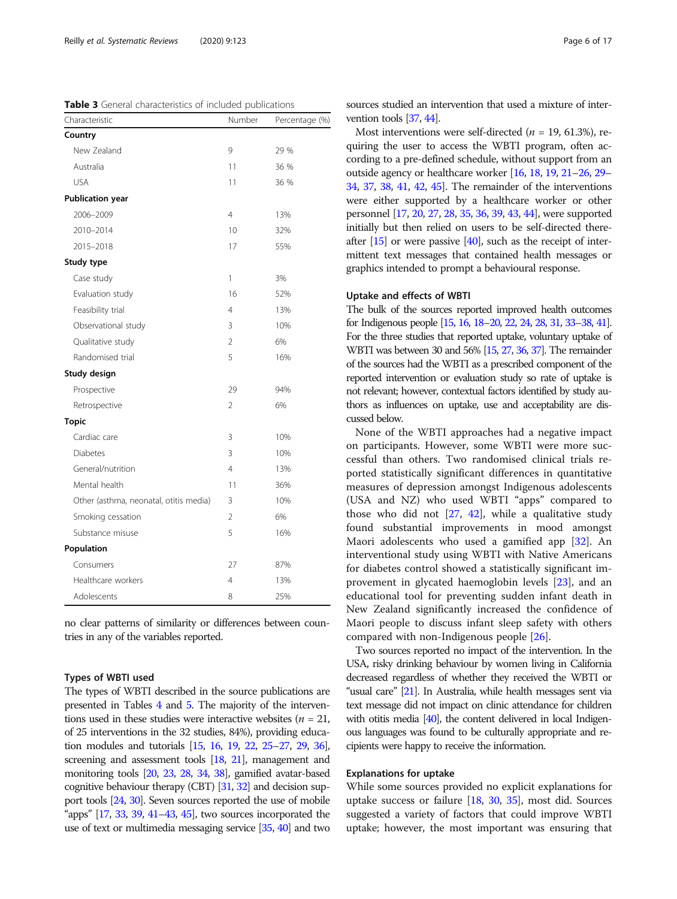**Table 3** General characteristics of included publications

| Characteristic | Number | Percentage (%) |
|---|---|---|
| **Country** | | |
| New Zealand | 9 | 29 % |
| Australia | 11 | 36 % |
| USA | 11 | 36 % |
| **Publication year** | | |
| 2006–2009 | 4 | 13% |
| 2010–2014 | 10 | 32% |
| 2015–2018 | 17 | 55% |
| **Study type** | | |
| Case study | 1 | 3% |
| Evaluation study | 16 | 52% |
| Feasibility trial | 4 | 13% |
| Observational study | 3 | 10% |
| Qualitative study | 2 | 6% |
| Randomised trial | 5 | 16% |
| **Study design** | | |
| Prospective | 29 | 94% |
| Retrospective | 2 | 6% |
| **Topic** | | |
| Cardiac care | 3 | 10% |
| Diabetes | 3 | 10% |
| General/nutrition | 4 | 13% |
| Mental health | 11 | 36% |
| Other (asthma, neonatal, otitis media) | 3 | 10% |
| Smoking cessation | 2 | 6% |
| Substance misuse | 5 | 16% |
| **Population** | | |
| Consumers | 27 | 87% |
| Healthcare workers | 4 | 13% |
| Adolescents | 8 | 25% |

no clear patterns of similarity or differences between countries in any of the variables reported.

### Types of WBTI used

The types of WBTI described in the source publications are presented in Tables 4 and 5. The majority of the interventions used in these studies were interactive websites ($n$ = 21, of 25 interventions in the 32 studies, 84%), providing education modules and tutorials [15, 16, 19, 22, 25–27, 29, 36], screening and assessment tools [18, 21], management and monitoring tools [20, 23, 28, 34, 38], gamified avatar-based cognitive behaviour therapy (CBT) [31, 32] and decision support tools [24, 30]. Seven sources reported the use of mobile "apps" [17, 33, 39, 41–43, 45], two sources incorporated the use of text or multimedia messaging service [35, 40] and two sources studied an intervention that used a mixture of intervention tools [37, 44].

Most interventions were self-directed ($n$ = 19, 61.3%), requiring the user to access the WBTI program, often according to a pre-defined schedule, without support from an outside agency or healthcare worker [16, 18, 19, 21–26, 29–34, 37, 38, 41, 42, 45]. The remainder of the interventions were either supported by a healthcare worker or other personnel [17, 20, 27, 28, 35, 36, 39, 43, 44], were supported initially but then relied on users to be self-directed thereafter [15] or were passive [40], such as the receipt of intermittent text messages that contained health messages or graphics intended to prompt a behavioural response.

### Uptake and effects of WBTI

The bulk of the sources reported improved health outcomes for Indigenous people [15, 16, 18–20, 22, 24, 28, 31, 33–38, 41]. For the three studies that reported uptake, voluntary uptake of WBTI was between 30 and 56% [15, 27, 36, 37]. The remainder of the sources had the WBTI as a prescribed component of the reported intervention or evaluation study so rate of uptake is not relevant; however, contextual factors identified by study authors as influences on uptake, use and acceptability are discussed below.

None of the WBTI approaches had a negative impact on participants. However, some WBTI were more successful than others. Two randomised clinical trials reported statistically significant differences in quantitative measures of depression amongst Indigenous adolescents (USA and NZ) who used WBTI "apps" compared to those who did not [27, 42], while a qualitative study found substantial improvements in mood amongst Maori adolescents who used a gamified app [32]. An interventional study using WBTI with Native Americans for diabetes control showed a statistically significant improvement in glycated haemoglobin levels [23], and an educational tool for preventing sudden infant death in New Zealand significantly increased the confidence of Maori people to discuss infant sleep safety with others compared with non-Indigenous people [26].

Two sources reported no impact of the intervention. In the USA, risky drinking behaviour by women living in California decreased regardless of whether they received the WBTI or "usual care" [21]. In Australia, while health messages sent via text message did not impact on clinic attendance for children with otitis media [40], the content delivered in local Indigenous languages was found to be culturally appropriate and recipients were happy to receive the information.

### Explanations for uptake

While some sources provided no explicit explanations for uptake success or failure [18, 30, 35], most did. Sources suggested a variety of factors that could improve WBTI uptake; however, the most important was ensuring that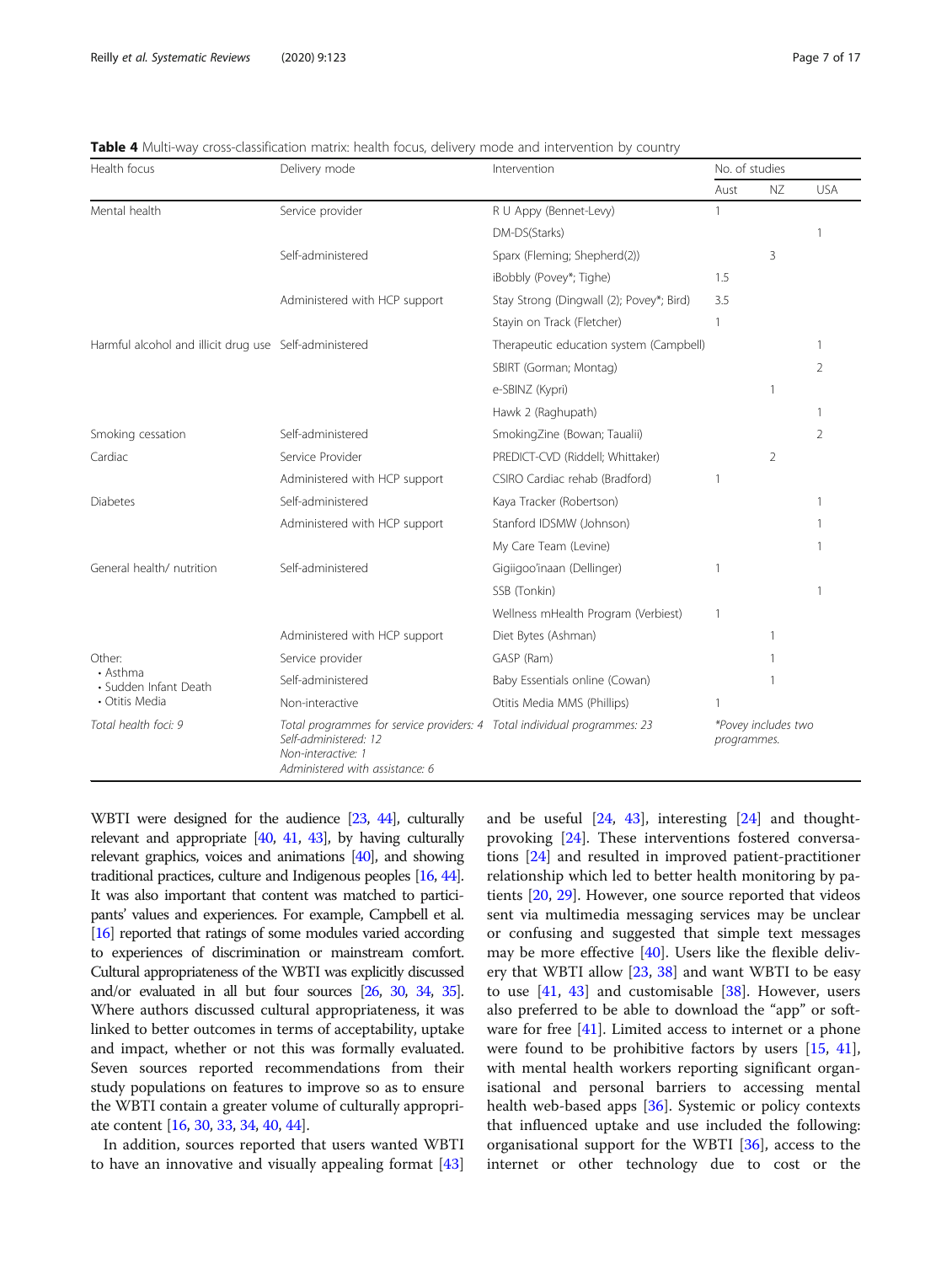**Table 4** Multi-way cross-classification matrix: health focus, delivery mode and intervention by country

| Health focus | Delivery mode | Intervention | No. of studies | | |
|---|---|---|---|---|---|
| | | | Aust | NZ | USA |
| Mental health | Service provider | R U Appy (Bennet-Levy) | 1 | | |
| | | DM-DS(Starks) | | | 1 |
| | Self-administered | Sparx (Fleming; Shepherd(2)) | | 3 | |
| | | iBobbly (Povey*; Tighe) | 1.5 | | |
| | Administered with HCP support | Stay Strong (Dingwall (2); Povey*; Bird) | 3.5 | | |
| | | Stayin on Track (Fletcher) | 1 | | |
| Harmful alcohol and illicit drug use | Self-administered | Therapeutic education system (Campbell) | | | 1 |
| | | SBIRT (Gorman; Montag) | | | 2 |
| | | e-SBINZ (Kypri) | | 1 | |
| | | Hawk 2 (Raghupath) | | | 1 |
| Smoking cessation | Self-administered | SmokingZine (Bowan; Taualii) | | | 2 |
| Cardiac | Service Provider | PREDICT-CVD (Riddell; Whittaker) | | 2 | |
| | Administered with HCP support | CSIRO Cardiac rehab (Bradford) | 1 | | |
| Diabetes | Self-administered | Kaya Tracker (Robertson) | | | 1 |
| | Administered with HCP support | Stanford IDSMW (Johnson) | | | 1 |
| | | My Care Team (Levine) | | | 1 |
| General health/ nutrition | Self-administered | Gigiigoo'inaan (Dellinger) | 1 | | |
| | | SSB (Tonkin) | | | 1 |
| | | Wellness mHealth Program (Verbiest) | 1 | | |
| | Administered with HCP support | Diet Bytes (Ashman) | | 1 | |
| Other:<br>• Asthma<br>• Sudden Infant Death<br>• Otitis Media | Service provider | GASP (Ram) | | 1 | |
| | Self-administered | Baby Essentials online (Cowan) | | 1 | |
| | Non-interactive | Otitis Media MMS (Phillips) | 1 | | |
| *Total health foci: 9* | *Total programmes for service providers: 4*<br>*Self-administered: 12*<br>*Non-interactive: 1*<br>*Administered with assistance: 6* | *Total individual programmes: 23* | *\*Povey includes two programmes.* | | |

WBTI were designed for the audience [23, 44], culturally relevant and appropriate [40, 41, 43], by having culturally relevant graphics, voices and animations [40], and showing traditional practices, culture and Indigenous peoples [16, 44]. It was also important that content was matched to participants' values and experiences. For example, Campbell et al. [16] reported that ratings of some modules varied according to experiences of discrimination or mainstream comfort. Cultural appropriateness of the WBTI was explicitly discussed and/or evaluated in all but four sources [26, 30, 34, 35]. Where authors discussed cultural appropriateness, it was linked to better outcomes in terms of acceptability, uptake and impact, whether or not this was formally evaluated. Seven sources reported recommendations from their study populations on features to improve so as to ensure the WBTI contain a greater volume of culturally appropriate content [16, 30, 33, 34, 40, 44].

In addition, sources reported that users wanted WBTI to have an innovative and visually appealing format [43] and be useful [24, 43], interesting [24] and thought-provoking [24]. These interventions fostered conversations [24] and resulted in improved patient-practitioner relationship which led to better health monitoring by patients [20, 29]. However, one source reported that videos sent via multimedia messaging services may be unclear or confusing and suggested that simple text messages may be more effective [40]. Users like the flexible delivery that WBTI allow [23, 38] and want WBTI to be easy to use [41, 43] and customisable [38]. However, users also preferred to be able to download the "app" or software for free [41]. Limited access to internet or a phone were found to be prohibitive factors by users [15, 41], with mental health workers reporting significant organisational and personal barriers to accessing mental health web-based apps [36]. Systemic or policy contexts that influenced uptake and use included the following: organisational support for the WBTI [36], access to the internet or other technology due to cost or the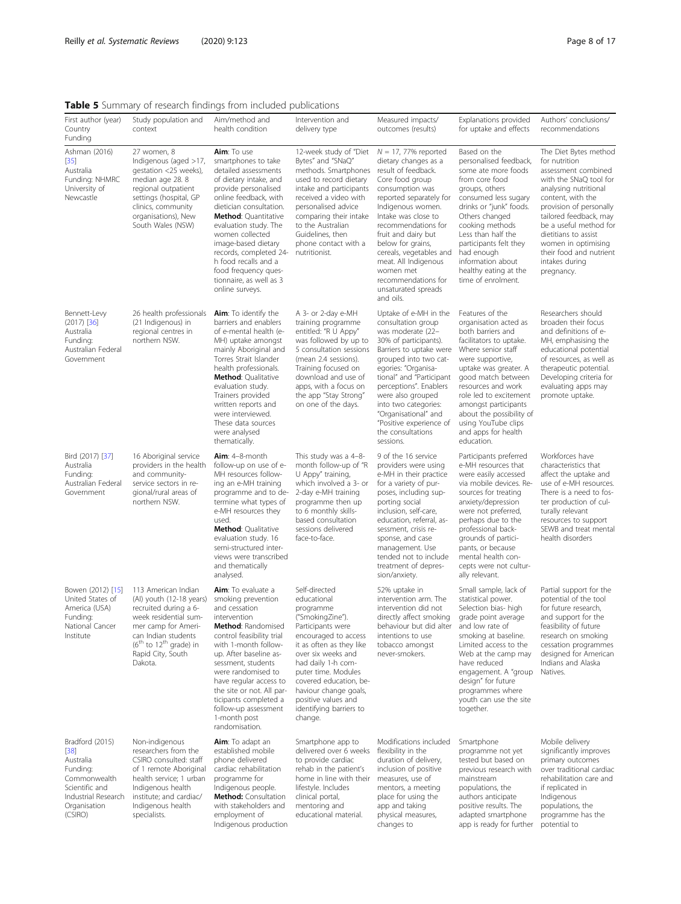**Table 5** Summary of research findings from included publications

| First author (year) Country Funding | Study population and context | Aim/method and health condition | Intervention and delivery type | Measured impacts/ outcomes (results) | Explanations provided for uptake and effects | Authors' conclusions/ recommendations |
|---|---|---|---|---|---|---|
| Ashman (2016) [35] Australia Funding: NHMRC University of Newcastle | 27 women, 8 Indigenous (aged >17, gestation <25 weeks), median age 28. 8 regional outpatient settings (hospital, GP clinics, community organisations), New South Wales (NSW) | **Aim**: To use smartphones to take detailed assessments of dietary intake, and provide personalised online feedback, with dietician consultation. **Method**: Quantitative evaluation study. The women collected image-based dietary records, completed 24-h food recalls and a food frequency questionnaire, as well as 3 online surveys. | 12-week study of "Diet Bytes" and "SNaQ" methods. Smartphones used to record dietary intake and participants received a video with personalised advice comparing their intake to the Australian Guidelines, then phone contact with a nutritionist. | $N = 17$, 77% reported dietary changes as a result of feedback. Core food group consumption was reported separately for Indigenous women. Intake was close to recommendations for fruit and dairy but below for grains, cereals, vegetables and meat. All Indigenous women met recommendations for unsaturated spreads and oils. | Based on the personalised feedback, some ate more foods from core food groups, others consumed less sugary drinks or "junk" foods. Others changed cooking methods Less than half the participants felt they had enough information about healthy eating at the time of enrolment. | The Diet Bytes method for nutrition assessment combined with the SNaQ tool for analysing nutritional content, with the provision of personally tailored feedback, may be a useful method for dietitians to assist women in optimising their food and nutrient intakes during pregnancy. |
| Bennett-Levy (2017) [36] Australia Funding: Australian Federal Government | 26 health professionals (21 Indigenous) in regional centres in northern NSW. | **Aim**: To identify the barriers and enablers of e-mental health (e-MH) uptake amongst mainly Aboriginal and Torres Strait Islander health professionals. **Method**: Qualitative evaluation study. Trainers provided written reports and were interviewed. These data sources were analysed thematically. | A 3- or 2-day e-MH training programme entitled: "R U Appy" was followed by up to 5 consultation sessions (mean 2.4 sessions). Training focused on download and use of apps, with a focus on the app "Stay Strong" on one of the days. | Uptake of e-MH in the consultation group was moderate (22–30% of participants). Barriers to uptake were grouped into two categories: "Organisational" and "Participant perceptions". Enablers were also grouped into two categories: "Organisational" and "Positive experience of the consultations sessions. | Features of the organisation acted as both barriers and facilitators to uptake. Where senior staff were supportive, uptake was greater. A good match between resources and work role led to excitement amongst participants about the possibility of using YouTube clips and apps for health education. | Researchers should broaden their focus and definitions of e-MH, emphasising the educational potential of resources, as well as therapeutic potential. Developing criteria for evaluating apps may promote uptake. |
| Bird (2017) [37] Australia Funding: Australian Federal Government | 16 Aboriginal service providers in the health and community-service sectors in regional/rural areas of northern NSW. | **Aim**: 4–8-month follow-up on use of e-MH resources following an e-MH training programme and to determine what types of e-MH resources they used. **Method**: Qualitative evaluation study. 16 semi-structured interviews were transcribed and thematically analysed. | This study was a 4–8-month follow-up of "R U Appy" training, which involved a 3- or 2-day e-MH training programme then up to 6 monthly skills-based consultation sessions delivered face-to-face. | 9 of the 16 service providers were using e-MH in their practice for a variety of purposes, including supporting social inclusion, self-care, education, referral, assessment, crisis response, and case management. Use tended not to include treatment of depression/anxiety. | Participants preferred e-MH resources that were easily accessed via mobile devices. Resources for treating anxiety/depression were not preferred, perhaps due to the professional backgrounds of participants, or because mental health concepts were not culturally relevant. | Workforces have characteristics that affect the uptake and use of e-MH resources. There is a need to foster production of culturally relevant resources to support SEWB and treat mental health disorders |
| Bowen (2012) [15] United States of America (USA) Funding: National Cancer Institute | 113 American Indian (AI) youth (12-18 years) recruited during a 6-week residential summer camp for American Indian students (6th to 12th grade) in Rapid City, South Dakota. | **Aim**: To evaluate a smoking prevention and cessation intervention **Method**: Randomised control feasibility trial with 1-month follow-up. After baseline assessment, students were randomised to have regular access to the site or not. All participants completed a follow-up assessment 1-month post randomisation. | Self-directed educational programme ("SmokingZine"). Participants were encouraged to access it as often as they like over six weeks and had daily 1-h computer time. Modules covered education, behaviour change goals, positive values and identifying barriers to change. | 52% uptake in intervention arm. The intervention did not directly affect smoking behaviour but did alter intentions to use tobacco amongst never-smokers. | Small sample, lack of statistical power. Selection bias- high grade point average and low rate of smoking at baseline. Limited access to the Web at the camp may have reduced engagement. A "group design" for future programmes where youth can use the site together. | Partial support for the potential of the tool for future research, and support for the feasibility of future research on smoking cessation programmes designed for American Indians and Alaska Natives. |
| Bradford (2015) [38] Australia Funding: Commonwealth Scientific and Industrial Research Organisation (CSIRO) | Non-indigenous researchers from the CSIRO consulted: staff of 1 remote Aboriginal health service; 1 urban Indigenous health institute; and cardiac/ Indigenous health specialists. | **Aim**: To adapt an established mobile phone delivered cardiac rehabilitation programme for Indigenous people. **Method**: Consultation with stakeholders and employment of Indigenous production | Smartphone app to delivered over 6 weeks to provide cardiac rehab in the patient's home in line with their lifestyle. Includes clinical portal, mentoring and educational material. | Modifications included flexibility in the duration of delivery, inclusion of positive measures, use of mentors, a meeting place for using the app and taking physical measures, changes to | Smartphone programme not yet tested but based on previous research with mainstream populations, the authors anticipate positive results. The adapted smartphone app is ready for further | Mobile delivery significantly improves primary outcomes over traditional cardiac rehabilitation care and if replicated in Indigenous populations, the programme has the potential to |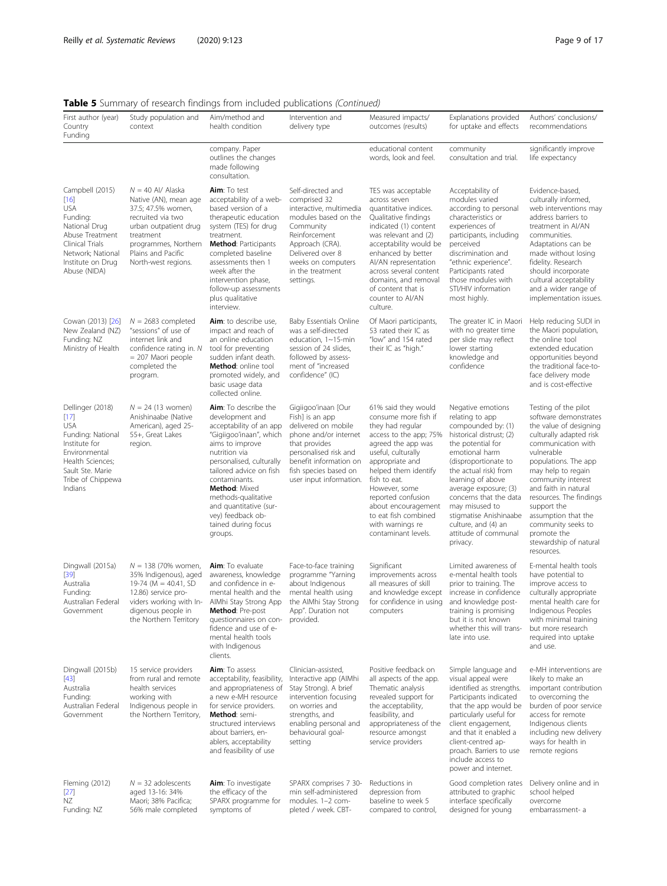**Table 5** Summary of research findings from included publications *(Continued)*

| First author (year) Country Funding | Study population and context | Aim/method and health condition | Intervention and delivery type | Measured impacts/ outcomes (results) | Explanations provided for uptake and effects | Authors' conclusions/ recommendations |
|---|---|---|---|---|---|---|
| | | company. Paper outlines the changes made following consultation. | | educational content words, look and feel. | community consultation and trial. | significantly improve life expectancy |
| Campbell (2015) [16] USA Funding: National Drug Abuse Treatment Clinical Trials Network; National Institute on Drug Abuse (NIDA) | N = 40 AI/ Alaska Native (AN), mean age 37.5; 47.5% women, recruited via two urban outpatient drug treatment programmes, Northern Plains and Pacific North-west regions. | **Aim**: To test acceptability of a web-based version of a therapeutic education system (TES) for drug treatment. **Method**: Participants completed baseline assessments then 1 week after the intervention phase, follow-up assessments plus qualitative interview. | Self-directed and comprised 32 interactive, multimedia modules based on the Community Reinforcement Approach (CRA). Delivered over 8 weeks on computers in the treatment settings. | TES was acceptable across seven quantitative indices. Qualitative findings indicated (1) content was relevant and (2) acceptability would be enhanced by better AI/AN representation across several content domains, and removal of content that is counter to AI/AN culture. | Acceptability of modules varied according to personal characteristics or experiences of participants, including perceived discrimination and "ethnic experience". Participants rated those modules with STI/HIV information most highly. | Evidence-based, culturally informed, web interventions may address barriers to treatment in AI/AN communities. Adaptations can be made without losing fidelity. Research should incorporate cultural acceptability and a wider range of implementation issues. |
| Cowan (2013) [26] New Zealand (NZ) Funding: NZ Ministry of Health | N = 2683 completed "sessions" of use of internet link and confidence rating in. N = 207 Maori people completed the program. | **Aim**: to describe use, impact and reach of an online education tool for preventing sudden infant death. **Method**: online tool promoted widely, and basic usage data collected online. | Baby Essentials Online was a self-directed education, 1~15-min session of 24 slides, followed by assessment of "increased confidence" (IC) | Of Maori participants, 53 rated their IC as "low" and 154 rated their IC as "high." | The greater IC in Maori with no greater time per slide may reflect lower starting knowledge and confidence | Help reducing SUDI in the Maori population, the online tool extended education opportunities beyond the traditional face-to-face delivery mode and is cost-effective |
| Dellinger (2018) [17] USA Funding: National Institute for Environmental Health Sciences; Sault Ste. Marie Tribe of Chippewa Indians | N = 24 (13 women) Anishinaabe (Native American), aged 25-55+, Great Lakes region. | **Aim**: To describe the development and acceptability of an app "Gigiigoo'inaan", which aims to improve nutrition via personalised, culturally tailored advice on fish contaminants. **Method**: Mixed methods-qualitative and quantitative (survey) feedback obtained during focus groups. | Gigiigoo'inaan [Our Fish] is an app delivered on mobile phone and/or internet that provides personalised risk and benefit information on fish species based on user input information. | 61% said they would consume more fish if they had regular access to the app; 75% agreed the app was useful, culturally appropriate and helped them identify fish to eat. However, some reported confusion about encouragement to eat fish combined with warnings re contaminant levels. | Negative emotions relating to app compounded by: (1) historical distrust; (2) the potential for emotional harm (disproportionate to the actual risk) from learning of above average exposure; (3) concerns that the data may misused to stigmatise Anishinaabe culture, and (4) an attitude of communal privacy. | Testing of the pilot software demonstrates the value of designing culturally adapted risk communication with vulnerable populations. The app may help to regain community interest and faith in natural resources. The findings support the assumption that the community seeks to promote the stewardship of natural resources. |
| Dingwall (2015a) [39] Australia Funding: Australian Federal Government | N = 138 (70% women, 35% Indigenous), aged 19-74 (M = 40.41, SD 12.86) service providers working with Indigenous people in the Northern Territory | **Aim**: To evaluate awareness, knowledge and confidence in e-mental health and the AIMhi Stay Strong App **Method**: Pre-post questionnaires on confidence and use of e-mental health tools with Indigenous clients. | Face-to-face training programme "Yarning about Indigenous mental health using the AIMhi Stay Strong App". Duration not provided. | Significant improvements across all measures of skill and knowledge except for confidence in using computers | Limited awareness of e-mental health tools prior to training. The increase in confidence and knowledge post-training is promising but it is not known whether this will translate into use. | E-mental health tools have potential to improve access to culturally appropriate mental health care for Indigenous Peoples with minimal training but more research required into uptake and use. |
| Dingwall (2015b) [43] Australia Funding: Australian Federal Government | 15 service providers from rural and remote health services working with Indigenous people in the Northern Territory, | **Aim**: To assess acceptability, feasibility, and appropriateness of a new e-MH resource for service providers. **Method**: semi-structured interviews about barriers, enablers, acceptability and feasibility of use | Clinician-assisted, Interactive app (AIMhi Stay Strong). A brief intervention focusing on worries and strengths, and enabling personal and behavioural goal-setting | Positive feedback on all aspects of the app. Thematic analysis revealed support for the acceptability, feasibility, and appropriateness of the resource amongst service providers | Simple language and visual appeal were identified as strengths. Participants indicated that the app would be particularly useful for client engagement, and that it enabled a client-centred approach. Barriers to use include access to power and internet. | e-MH interventions are likely to make an important contribution to overcoming the burden of poor service access for remote Indigenous clients including new delivery ways for health in remote regions |
| Fleming (2012) [27] NZ Funding: NZ | N = 32 adolescents aged 13-16: 34% Maori; 38% Pacifica; 56% male completed | **Aim**: To investigate the efficacy of the SPARX programme for symptoms of | SPARX comprises 7 30-min self-administered modules. 1–2 completed / week. CBT- | Reductions in depression from baseline to week 5 compared to control, | Good completion rates attributed to graphic interface specifically designed for young | Delivery online and in school helped overcome embarrassment- a |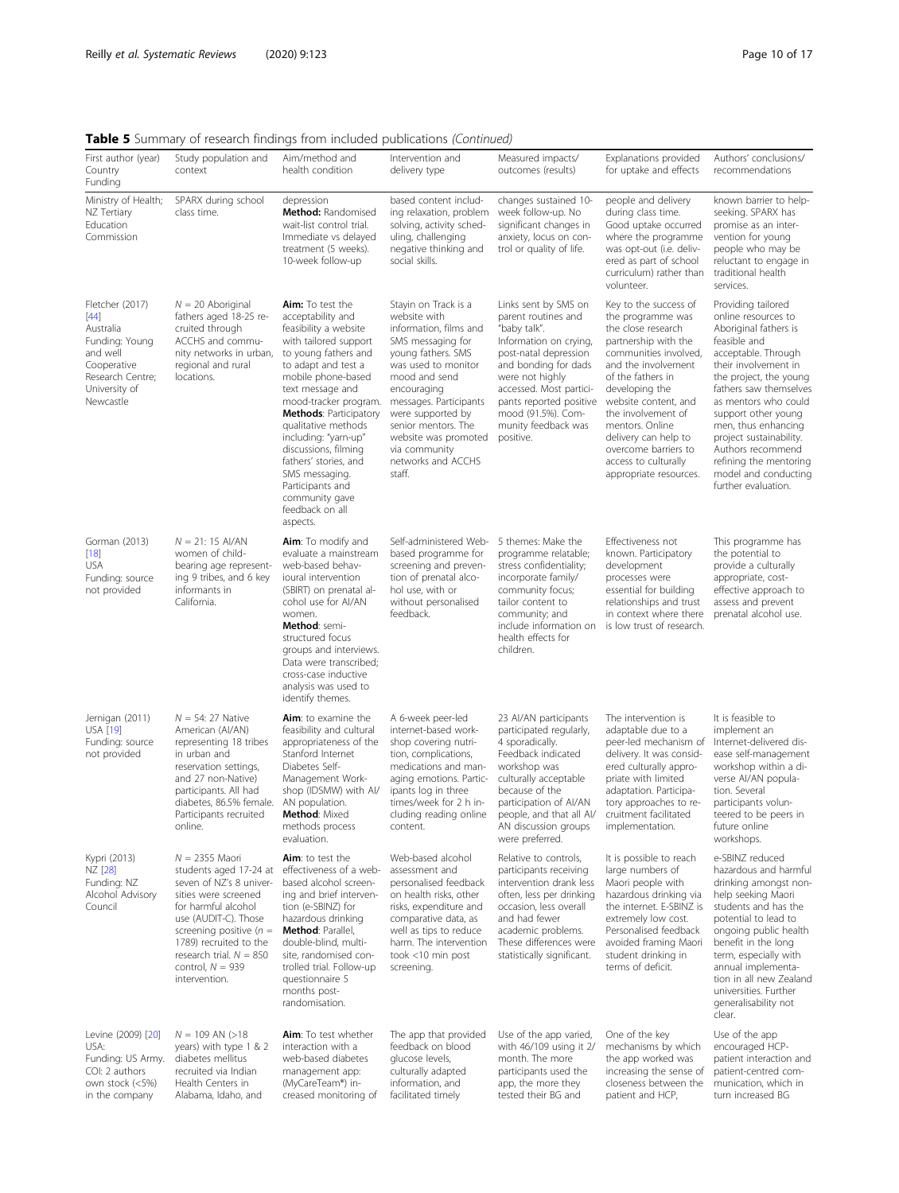**Table 5** Summary of research findings from included publications *(Continued)*

| First author (year) Country Funding | Study population and context | Aim/method and health condition | Intervention and delivery type | Measured impacts/ outcomes (results) | Explanations provided for uptake and effects | Authors' conclusions/ recommendations |
|---|---|---|---|---|---|---|
| Ministry of Health; NZ Tertiary Education Commission | SPARX during school class time. | depression **Method:** Randomised wait-list control trial. Immediate vs delayed treatment (5 weeks). 10-week follow-up | based content including relaxation, problem solving, activity scheduling, challenging negative thinking and social skills. | changes sustained 10-week follow-up. No significant changes in anxiety, locus on control or quality of life. | people and delivery during class time. Good uptake occurred where the programme was opt-out (i.e. delivered as part of school curriculum) rather than volunteer. | known barrier to help-seeking. SPARX has promise as an intervention for young people who may be reluctant to engage in traditional health services. |
| Fletcher (2017) [44] Australia Funding: Young and well Cooperative Research Centre; University of Newcastle | $N = 20$ Aboriginal fathers aged 18-25 recruited through ACCHS and community networks in urban, regional and rural locations. | **Aim:** To test the acceptability and feasibility a website with tailored support to young fathers and to adapt and test a mobile phone-based text message and mood-tracker program. **Methods**: Participatory qualitative methods including: "yarn-up" discussions, filming fathers' stories, and SMS messaging. Participants and community gave feedback on all aspects. | Stayin on Track is a website with information, films and SMS messaging for young fathers. SMS was used to monitor mood and send encouraging messages. Participants were supported by senior mentors. The website was promoted via community networks and ACCHS staff. | Links sent by SMS on parent routines and "baby talk". Information on crying, post-natal depression and bonding for dads were not highly accessed. Most participants reported positive mood (91.5%). Community feedback was positive. | Key to the success of the programme was the close research partnership with the communities involved, and the involvement of the fathers in developing the website content, and the involvement of mentors. Online delivery can help to overcome barriers to access to culturally appropriate resources. | Providing tailored online resources to Aboriginal fathers is feasible and acceptable. Through their involvement in the project, the young fathers saw themselves as mentors who could support other young men, thus enhancing project sustainability. Authors recommend refining the mentoring model and conducting further evaluation. |
| Gorman (2013) [18] USA Funding: source not provided | $N = 21$: 15 AI/AN women of child-bearing age representing 9 tribes, and 6 key informants in California. | **Aim**: To modify and evaluate a mainstream web-based behavioural intervention (SBIRT) on prenatal alcohol use with AI/AN women. **Method**: semi-structured focus groups and interviews. Data were transcribed; cross-case inductive analysis was used to identify themes. | Self-administered Web-based programme for screening and prevention of prenatal alcohol use, with or without personalised feedback. | 5 themes: Make the programme relatable; stress confidentiality; incorporate family/ community focus; tailor content to community; and include information on health effects for children. | Effectiveness not known. Participatory development processes were essential for building relationships and trust in context where there is low trust of research. | This programme has the potential to provide a culturally appropriate, cost-effective approach to assess and prevent prenatal alcohol use. |
| Jernigan (2011) USA [19] Funding: source not provided | $N = 54$: 27 Native American (AI/AN) representing 18 tribes in urban and reservation settings, and 27 non-Native) participants. All had diabetes, 86.5% female. Participants recruited online. | **Aim**: to examine the feasibility and cultural appropriateness of the Stanford Internet Diabetes Self-Management Workshop (IDSMW) with AI/AN population. **Method**: Mixed methods process evaluation. | A 6-week peer-led internet-based workshop covering nutrition, complications, medications and managing emotions. Participants log in three times/week for 2 h including reading online content. | 23 AI/AN participants participated regularly, 4 sporadically. Feedback indicated workshop was culturally acceptable because of the participation of AI/AN people, and that all AI/AN discussion groups were preferred. | The intervention is adaptable due to a peer-led mechanism of delivery. It was considered culturally appropriate with limited adaptation. Participatory approaches to recruitment facilitated implementation. | It is feasible to implement an Internet-delivered disease self-management workshop within a diverse AI/AN population. Several participants volunteered to be peers in future online workshops. |
| Kypri (2013) NZ [28] Funding: NZ Alcohol Advisory Council | $N = 2355$ Maori students aged 17-24 at seven of NZ's 8 universities were screened for harmful alcohol use (AUDIT-C). Those screening positive ($n = 1789$) recruited to the research trial. $N = 850$ control, $N = 939$ intervention. | **Aim**: to test the effectiveness of a web-based alcohol screening and brief intervention (e-SBINZ) for hazardous drinking **Method**: Parallel, double-blind, multi-site, randomised controlled trial. Follow-up questionnaire 5 months post-randomisation. | Web-based alcohol assessment and personalised feedback on health risks, other risks, expenditure and comparative data, as well as tips to reduce harm. The intervention took <10 min post screening. | Relative to controls, participants receiving intervention drank less often, less per drinking occasion, less overall and had fewer academic problems. These differences were statistically significant. | It is possible to reach large numbers of Maori people with hazardous drinking via the internet. E-SBINZ is extremely low cost. Personalised feedback avoided framing Maori student drinking in terms of deficit. | e-SBINZ reduced hazardous and harmful drinking amongst non-help seeking Maori students and has the potential to lead to ongoing public health benefit in the long term, especially with annual implementation in all new Zealand universities. Further generalisability not clear. |
| Levine (2009) [20] USA: Funding: US Army. COI: 2 authors own stock (<5%) in the company | $N = 109$ AN (>18 years) with type 1 & 2 diabetes mellitus recruited via Indian Health Centers in Alabama, Idaho, and | **Aim**: To test whether interaction with a web-based diabetes management app: (MyCareTeam®) increased monitoring of | The app that provided feedback on blood glucose levels, culturally adapted information, and facilitated timely | Use of the app varied, with 46/109 using it 2/ month. The more participants used the app, the more they tested their BG and | One of the key mechanisms by which the app worked was increasing the sense of closeness between the patient and HCP, | Use of the app encouraged HCP-patient interaction and patient-centred communication, which in turn increased BG |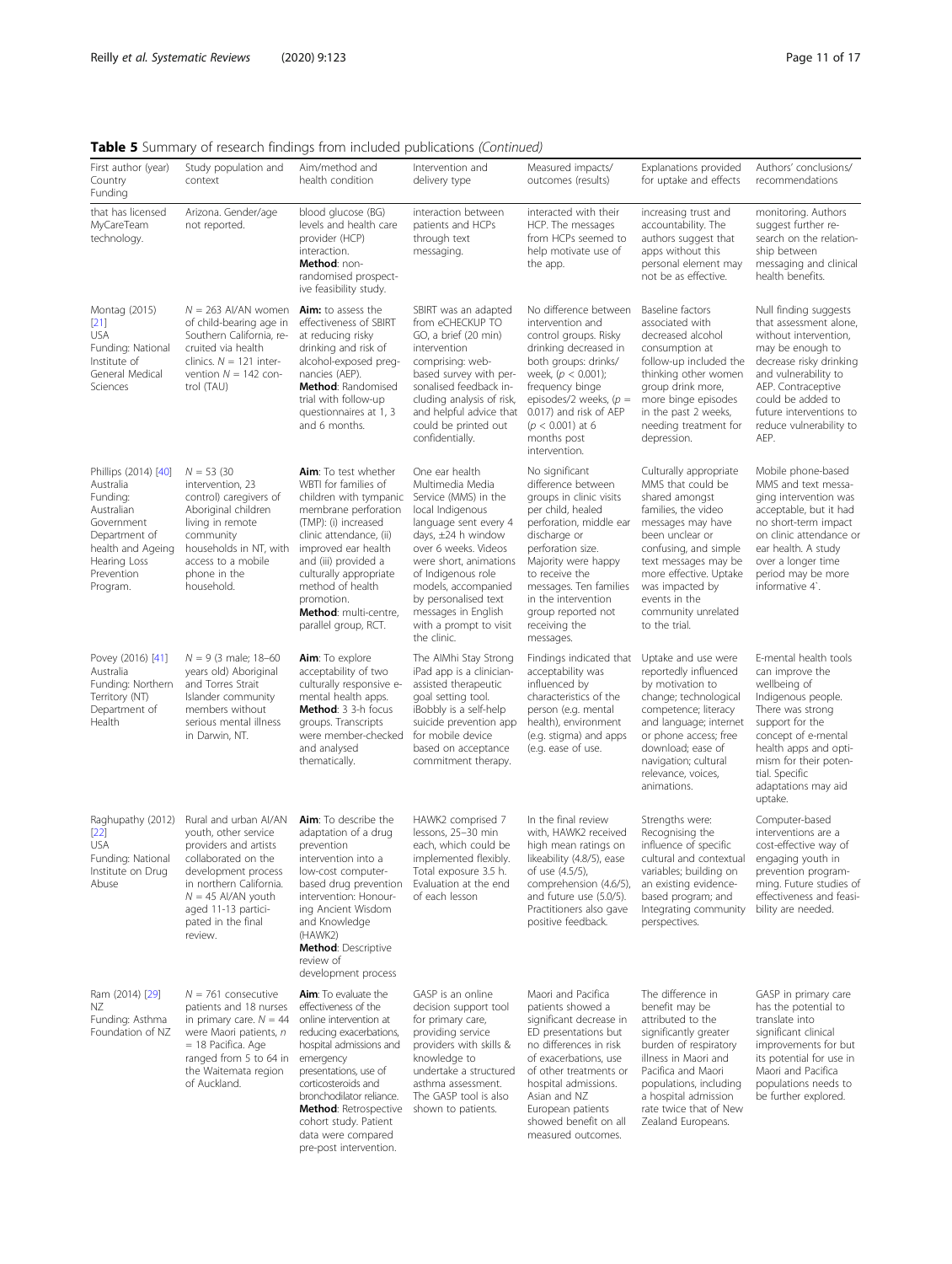**Table 5** Summary of research findings from included publications *(Continued)*

| First author (year) Country Funding | Study population and context | Aim/method and health condition | Intervention and delivery type | Measured impacts/ outcomes (results) | Explanations provided for uptake and effects | Authors' conclusions/ recommendations |
|---|---|---|---|---|---|---|
| that has licensed MyCareTeam technology. | Arizona. Gender/age not reported. | blood glucose (BG) levels and health care provider (HCP) interaction. **Method**: non-randomised prospective feasibility study. | interaction between patients and HCPs through text messaging. | interacted with their HCP. The messages from HCPs seemed to help motivate use of the app. | increasing trust and accountability. The authors suggest that apps without this personal element may not be as effective. | monitoring. Authors suggest further research on the relationship between messaging and clinical health benefits. |
| Montag (2015) [21] USA Funding: National Institute of General Medical Sciences | $N$ = 263 AI/AN women of child-bearing age in Southern California, recruited via health clinics. $N$ = 121 intervention $N$ = 142 control (TAU) | **Aim:** to assess the effectiveness of SBIRT at reducing risky drinking and risk of alcohol-exposed pregnancies (AEP). **Method**: Randomised trial with follow-up questionnaires at 1, 3 and 6 months. | SBIRT was an adapted from eCHECKUP TO GO, a brief (20 min) intervention comprising: web-based survey with personalised feedback including analysis of risk, and helpful advice that could be printed out confidentially. | No difference between intervention and control groups. Risky drinking decreased in both groups: drinks/week, ($p < 0.001$); frequency binge episodes/2 weeks, ($p$ = 0.017) and risk of AEP ($p < 0.001$) at 6 months post intervention. | Baseline factors associated with decreased alcohol consumption at follow-up included the thinking other women group drink more, more binge episodes in the past 2 weeks, needing treatment for depression. | Null finding suggests that assessment alone, without intervention, may be enough to decrease risky drinking and vulnerability to AEP. Contraceptive could be added to future interventions to reduce vulnerability to AEP. |
| Phillips (2014) [40] Australia Funding: Australian Government Department of health and Ageing Hearing Loss Prevention Program. | $N$ = 53 (30 intervention, 23 control) caregivers of Aboriginal children living in remote community households in NT, with access to a mobile phone in the household. | **Aim**: To test whether WBTI for families of children with tympanic membrane perforation (TMP): (i) increased clinic attendance, (ii) improved ear health and (iii) provided a culturally appropriate method of health promotion. **Method**: multi-centre, parallel group, RCT. | One ear health Multimedia Media Service (MMS) in the local Indigenous language sent every 4 days, ±24 h window over 6 weeks. Videos were short, animations of Indigenous role models, accompanied by personalised text messages in English with a prompt to visit the clinic. | No significant difference between groups in clinic visits per child, healed perforation, middle ear discharge or perforation size. Majority were happy to receive the messages. Ten families in the intervention group reported not receiving the messages. | Culturally appropriate MMS that could be shared amongst families, the video messages may have been unclear or confusing, and simple text messages may be more effective. Uptake was impacted by events in the community unrelated to the trial. | Mobile phone-based MMS and text messaging intervention was acceptable, but it had no short-term impact on clinic attendance or ear health. A study over a longer time period may be more informative 4`. |
| Povey (2016) [41] Australia Funding: Northern Territory (NT) Department of Health | $N$ = 9 (3 male; 18–60 years old) Aboriginal and Torres Strait Islander community members without serious mental illness in Darwin, NT. | **Aim**: To explore acceptability of two culturally responsive e-mental health apps. **Method**: 3 3-h focus groups. Transcripts were member-checked and analysed thematically. | The AIMhi Stay Strong iPad app is a clinician-assisted therapeutic goal setting tool. iBobbly is a self-help suicide prevention app for mobile device based on acceptance commitment therapy. | Findings indicated that acceptability was influenced by characteristics of the person (e.g. mental health), environment (e.g. stigma) and apps (e.g. ease of use. | Uptake and use were reportedly influenced by motivation to change; technological competence; literacy and language; internet or phone access; free download; ease of navigation; cultural relevance, voices, animations. | E-mental health tools can improve the wellbeing of Indigenous people. There was strong support for the concept of e-mental health apps and optimism for their potential. Specific adaptations may aid uptake. |
| Raghupathy (2012) [22] USA Funding: National Institute on Drug Abuse | Rural and urban AI/AN youth, other service providers and artists collaborated on the development process in northern California. $N$ = 45 AI/AN youth aged 11-13 participated in the final review. | **Aim**: To describe the adaptation of a drug prevention intervention into a low-cost computer-based drug prevention intervention: Honouring Ancient Wisdom and Knowledge (HAWK2) **Method**: Descriptive review of development process | HAWK2 comprised 7 lessons, 25–30 min each, which could be implemented flexibly. Total exposure 3.5 h. Evaluation at the end of each lesson | In the final review with, HAWK2 received high mean ratings on likeability (4.8/5), ease of use (4.5/5), comprehension (4.6/5), and future use (5.0/5). Practitioners also gave positive feedback. | Strengths were: Recognising the influence of specific cultural and contextual variables; building on an existing evidence-based program; and Integrating community perspectives. | Computer-based interventions are a cost-effective way of engaging youth in prevention programming. Future studies of effectiveness and feasibility are needed. |
| Ram (2014) [29] NZ Funding: Asthma Foundation of NZ | $N$ = 761 consecutive patients and 18 nurses in primary care. $N$ = 44 were Maori patients, $n$ = 18 Pacifica. Age ranged from 5 to 64 in the Waitemata region of Auckland. | **Aim**: To evaluate the effectiveness of the online intervention at reducing exacerbations, hospital admissions and emergency presentations, use of corticosteroids and bronchodilator reliance. **Method**: Retrospective cohort study. Patient data were compared pre-post intervention. | GASP is an online decision support tool for primary care, providing service providers with skills & knowledge to undertake a structured asthma assessment. The GASP tool is also shown to patients. | Maori and Pacifica patients showed a significant decrease in ED presentations but no differences in risk of exacerbations, use of other treatments or hospital admissions. Asian and NZ European patients showed benefit on all measured outcomes. | The difference in benefit may be attributed to the significantly greater burden of respiratory illness in Maori and Pacifica and Maori populations, including a hospital admission rate twice that of New Zealand Europeans. | GASP in primary care has the potential to translate into significant clinical improvements for but its potential for use in Maori and Pacifica populations needs to be further explored. |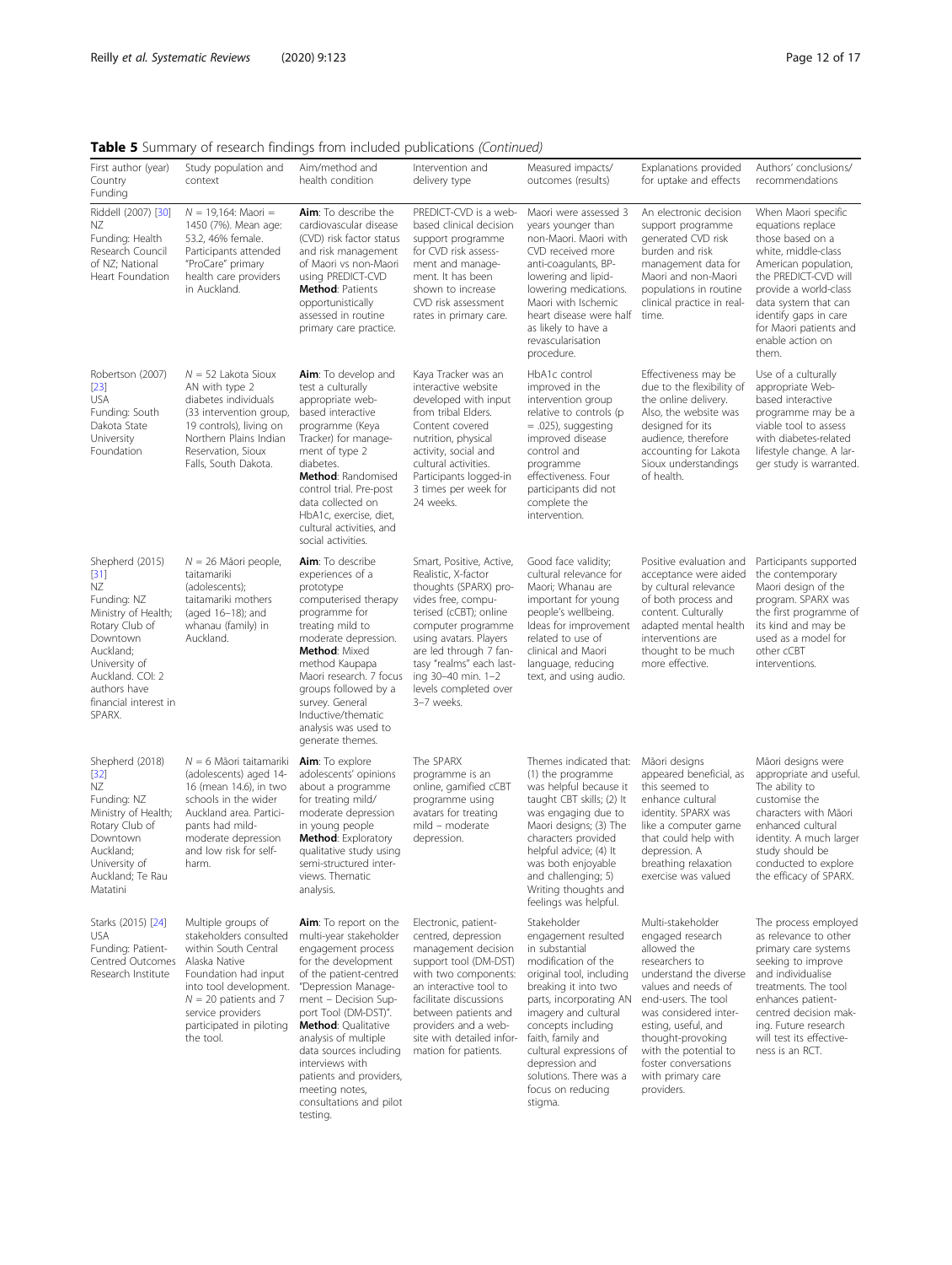**Table 5** Summary of research findings from included publications *(Continued)*

| First author (year) Country Funding | Study population and context | Aim/method and health condition | Intervention and delivery type | Measured impacts/ outcomes (results) | Explanations provided for uptake and effects | Authors' conclusions/ recommendations |
|---|---|---|---|---|---|---|
| Riddell (2007) [30] NZ Funding: Health Research Council of NZ; National Heart Foundation | $N$ = 19,164: Maori = 1450 (7%). Mean age: 53.2, 46% female. Participants attended "ProCare" primary health care providers in Auckland. | **Aim**: To describe the cardiovascular disease (CVD) risk factor status and risk management of Maori vs non-Maori using PREDICT-CVD **Method**: Patients opportunistically assessed in routine primary care practice. | PREDICT-CVD is a web-based clinical decision support programme for CVD risk assessment and management. It has been shown to increase CVD risk assessment rates in primary care. | Maori were assessed 3 years younger than non-Maori. Maori with CVD received more anti-coagulants, BP-lowering and lipid-lowering medications. Maori with Ischemic heart disease were half as likely to have a revascularisation procedure. | An electronic decision support programme generated CVD risk burden and risk management data for Maori and non-Maori populations in routine clinical practice in real-time. | When Maori specific equations replace those based on a white, middle-class American population, the PREDICT-CVD will provide a world-class data system that can identify gaps in care for Maori patients and enable action on them. |
| Robertson (2007) [23] USA Funding: South Dakota State University Foundation | $N$ = 52 Lakota Sioux AN with type 2 diabetes individuals (33 intervention group, 19 controls), living on Northern Plains Indian Reservation, Sioux Falls, South Dakota. | **Aim**: To develop and test a culturally appropriate web-based interactive programme (Keya Tracker) for management of type 2 diabetes. **Method**: Randomised control trial. Pre-post data collected on HbA1c, exercise, diet, cultural activities, and social activities. | Kaya Tracker was an interactive website developed with input from tribal Elders. Content covered nutrition, physical activity, social and cultural activities. Participants logged-in 3 times per week for 24 weeks. | HbA1c control improved in the intervention group relative to controls ($p$ = .025), suggesting improved disease control and programme effectiveness. Four participants did not complete the intervention. | Effectiveness may be due to the flexibility of the online delivery. Also, the website was designed for its audience, therefore accounting for Lakota Sioux understandings of health. | Use of a culturally appropriate Web-based interactive programme may be a viable tool to assess with diabetes-related lifestyle change. A larger study is warranted. |
| Shepherd (2015) [31] NZ Funding: NZ Ministry of Health; Rotary Club of Downtown Auckland; University of Auckland. COI: 2 authors have financial interest in SPARX. | $N$ = 26 Māori people, taitamariki (adolescents); taitamariki mothers (aged 16–18); and whanau (family) in Auckland. | **Aim**: To describe experiences of a prototype computerised therapy programme for treating mild to moderate depression. **Method**: Mixed method Kaupapa Maori research. 7 focus groups followed by a survey. General Inductive/thematic analysis was used to generate themes. | Smart, Positive, Active, Realistic, X-factor thoughts (SPARX) provides free, computerised (cCBT); online computer programme using avatars. Players are led through 7 fantasy "realms" each lasting 30–40 min. 1–2 levels completed over 3–7 weeks. | Good face validity; cultural relevance for Maori; Whanau are important for young people's wellbeing. Ideas for improvement related to use of clinical and Maori language, reducing text, and using audio. | Positive evaluation and acceptance were aided by cultural relevance of both process and content. Culturally adapted mental health interventions are thought to be much more effective. | Participants supported the contemporary Maori design of the program. SPARX was the first programme of its kind and may be used as a model for other cCBT interventions. |
| Shepherd (2018) [32] NZ Funding: NZ Ministry of Health; Rotary Club of Downtown Auckland; University of Auckland; Te Rau Matatini | $N$ = 6 Māori taitamariki (adolescents) aged 14-16 (mean 14.6), in two schools in the wider Auckland area. Participants had mild-moderate depression and low risk for self-harm. | **Aim**: To explore adolescents' opinions about a programme for treating mild/ moderate depression in young people **Method**: Exploratory qualitative study using semi-structured interviews. Thematic analysis. | The SPARX programme is an online, gamified cCBT programme using avatars for treating mild – moderate depression. | Themes indicated that: (1) the programme was helpful because it taught CBT skills; (2) It was engaging due to Maori designs; (3) The characters provided helpful advice; (4) It was both enjoyable and challenging; 5) Writing thoughts and feelings was helpful. | Māori designs appeared beneficial, as this seemed to enhance cultural identity. SPARX was like a computer game that could help with depression. A breathing relaxation exercise was valued | Māori designs were appropriate and useful. The ability to customise the characters with Māori enhanced cultural identity. A much larger study should be conducted to explore the efficacy of SPARX. |
| Starks (2015) [24] USA Funding: Patient-Centred Outcomes Research Institute | Multiple groups of stakeholders consulted within South Central Alaska Native Foundation had input into tool development. $N$ = 20 patients and 7 service providers participated in piloting the tool. | **Aim**: To report on the multi-year stakeholder engagement process for the development of the patient-centred "Depression Management – Decision Support Tool (DM-DST)". **Method**: Qualitative analysis of multiple data sources including interviews with patients and providers, meeting notes, consultations and pilot testing. | Electronic, patient-centred, depression management decision support tool (DM-DST) with two components: an interactive tool to facilitate discussions between patients and providers and a website with detailed information for patients. | Stakeholder engagement resulted in substantial modification of the original tool, including breaking it into two parts, incorporating AN imagery and cultural concepts including faith, family and cultural expressions of depression and solutions. There was a focus on reducing stigma. | Multi-stakeholder engaged research allowed the researchers to understand the diverse values and needs of end-users. The tool was considered interesting, useful, and thought-provoking with the potential to foster conversations with primary care providers. | The process employed as relevance to other primary care systems seeking to improve and individualise treatments. The tool enhances patient-centred decision making. Future research will test its effectiveness is an RCT. |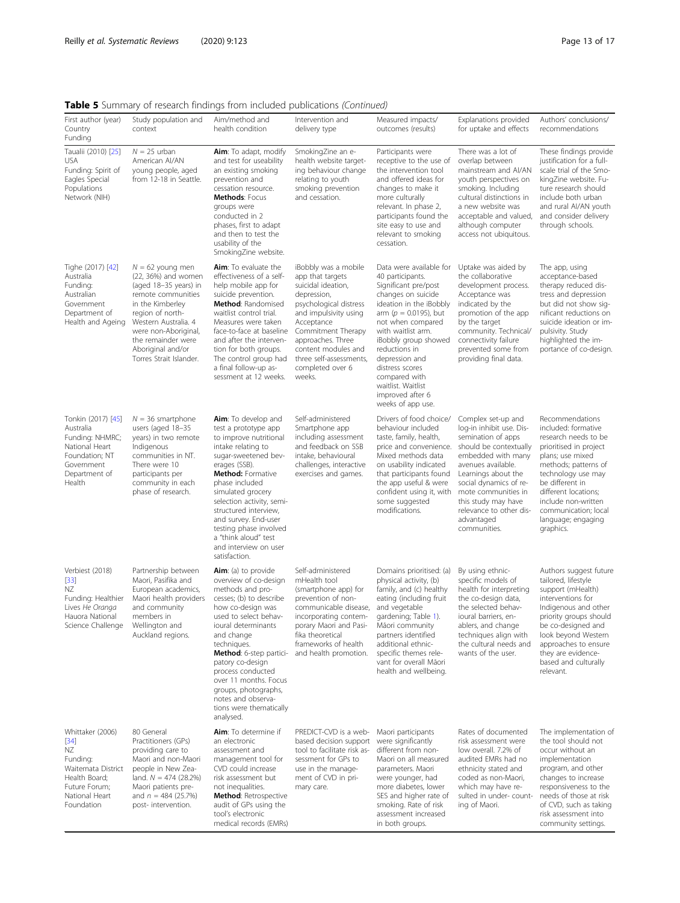**Table 5** Summary of research findings from included publications *(Continued)*

| First author (year) Country Funding | Study population and context | Aim/method and health condition | Intervention and delivery type | Measured impacts/ outcomes (results) | Explanations provided for uptake and effects | Authors' conclusions/ recommendations |
|---|---|---|---|---|---|---|
| Taualii (2010) [25] USA Funding: Spirit of Eagles Special Populations Network (NIH) | $N$ = 25 urban American AI/AN young people, aged from 12-18 in Seattle. | **Aim**: To adapt, modify and test for useability an existing smoking prevention and cessation resource. **Methods**: Focus groups were conducted in 2 phases, first to adapt and then to test the usability of the SmokingZine website. | SmokingZine an e-health website targeting behaviour change relating to youth smoking prevention and cessation. | Participants were receptive to the use of the intervention tool and offered ideas for changes to make it more culturally relevant. In phase 2, participants found the site easy to use and relevant to smoking cessation. | There was a lot of overlap between mainstream and AI/AN youth perspectives on smoking. Including cultural distinctions in a new website was acceptable and valued, although computer access not ubiquitous. | These findings provide justification for a full-scale trial of the SmokingZine website. Future research should include both urban and rural AI/AN youth and consider delivery through schools. |
| Tighe (2017) [42] Australia Funding: Australian Government Department of Health and Ageing | $N$ = 62 young men (22, 36%) and women (aged 18–35 years) in remote communities in the Kimberley region of north-Western Australia. 4 were non-Aboriginal, the remainder were Aboriginal and/or Torres Strait Islander. | **Aim**: To evaluate the effectiveness of a self-help mobile app for suicide prevention. **Method**: Randomised waitlist control trial. Measures were taken face-to-face at baseline and after the intervention for both groups. The control group had a final follow-up assessment at 12 weeks. | iBobbly was a mobile app that targets suicidal ideation, depression, psychological distress and impulsivity using Acceptance Commitment Therapy approaches. Three content modules and three self-assessments, completed over 6 weeks. | Data were available for 40 participants. Significant pre/post changes on suicide ideation in the iBobbly arm ($p$ = 0.0195), but not when compared with waitlist arm. iBobbly group showed reductions in depression and distress scores compared with waitlist. Waitlist improved after 6 weeks of app use. | Uptake was aided by the collaborative development process. Acceptance was indicated by the promotion of the app by the target community. Technical/ connectivity failure prevented some from providing final data. | The app, using acceptance-based therapy reduced distress and depression but did not show significant reductions on suicide ideation or impulsivity. Study highlighted the importance of co-design. |
| Tonkin (2017) [45] Australia Funding: NHMRC; National Heart Foundation; NT Government Department of Health | $N$ = 36 smartphone users (aged 18–35 years) in two remote Indigenous communities in NT. There were 10 participants per community in each phase of research. | **Aim**: To develop and test a prototype app to improve nutritional intake relating to sugar-sweetened beverages (SSB). **Method**: Formative phase included simulated grocery selection activity, semi-structured interview, and survey. End-user testing phase involved a "think aloud" test and interview on user satisfaction. | Self-administered Smartphone app including assessment and feedback on SSB intake, behavioural challenges, interactive exercises and games. | Drivers of food choice/ behaviour included taste, family, health, price and convenience. Mixed methods data on usability indicated that participants found the app useful & were confident using it, with some suggested modifications. | Complex set-up and log-in inhibit use. Dissemination of apps should be contextually embedded with many avenues available. Learnings about the social dynamics of remote communities in this study may have relevance to other disadvantaged communities. | Recommendations included: formative research needs to be prioritised in project plans; use mixed methods; patterns of technology use may be different in different locations; include non-written communication; local language; engaging graphics. |
| Verbiest (2018) [33] NZ Funding: Healthier Lives *He Oranga Hauora* National Science Challenge | Partnership between Maori, Pasifika and European academics, Maori health providers and community members in Wellington and Auckland regions. | **Aim**: (a) to provide overview of co-design methods and processes; (b) to describe how co-design was used to select behavioural determinants and change techniques. **Method**: 6-step participatory co-design process conducted over 11 months. Focus groups, photographs, notes and observations were thematically analysed. | Self-administered mHealth tool (smartphone app) for prevention of non-communicable disease, incorporating contemporary Maori and Pasifika theoretical frameworks of health and health promotion. | Domains prioritised: (a) physical activity, (b) family, and (c) healthy eating (including fruit and vegetable gardening; Table 1). Māori community partners identified additional ethnic-specific themes relevant for overall Māori health and wellbeing. | By using ethnic-specific models of health for interpreting the co-design data, the selected behavioural barriers, enablers, and change techniques align with the cultural needs and wants of the user. | Authors suggest future tailored, lifestyle support (mHealth) interventions for Indigenous and other priority groups should be co-designed and look beyond Western approaches to ensure they are evidence-based and culturally relevant. |
| Whittaker (2006) [34] NZ Funding: Waitemata District Health Board; Future Forum; National Heart Foundation | 80 General Practitioners (GPs) providing care to Maori and non-Maori people in New Zealand. $N$ = 474 (28.2%) Maori patients pre- and $n$ = 484 (25.7%) post- intervention. | **Aim**: To determine if an electronic assessment and management tool for CVD could increase risk assessment but not inequalities. **Method**: Retrospective audit of GPs using the tool's electronic medical records (EMRs) | PREDICT-CVD is a web-based decision support tool to facilitate risk assessment for GPs to use in the management of CVD in primary care. | Maori participants were significantly different from non-Maori on all measured parameters. Maori were younger, had more diabetes, lower SES and higher rate of smoking. Rate of risk assessment increased in both groups. | Rates of documented risk assessment were low overall. 7.2% of audited EMRs had no ethnicity stated and coded as non-Maori, which may have resulted in under- counting of Maori. | The implementation of the tool should not occur without an implementation program, and other changes to increase responsiveness to the needs of those at risk of CVD, such as taking risk assessment into community settings. |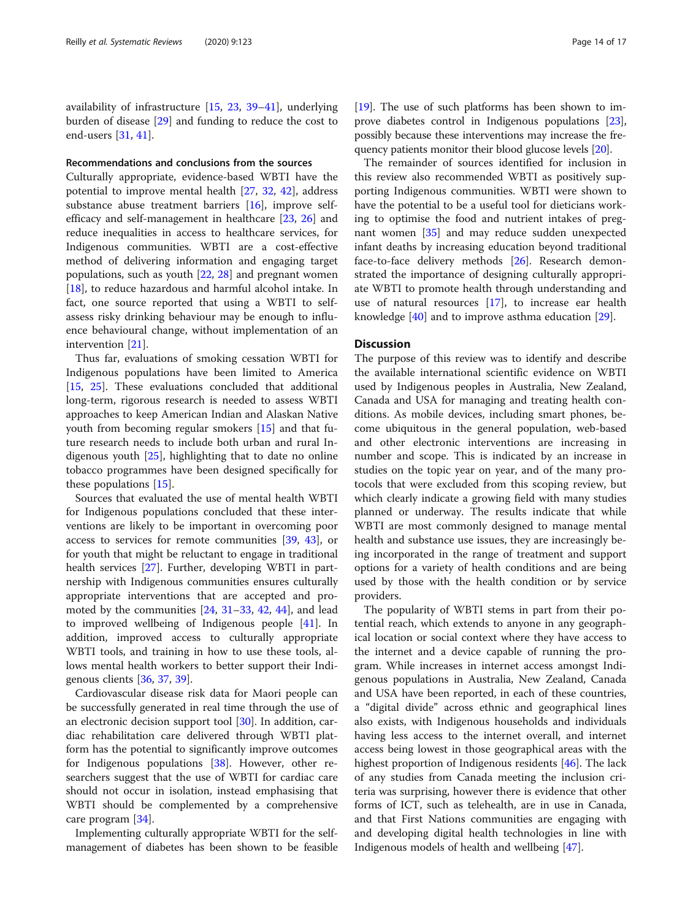availability of infrastructure [15, 23, 39–41], underlying burden of disease [29] and funding to reduce the cost to end-users [31, 41].

### Recommendations and conclusions from the sources

Culturally appropriate, evidence-based WBTI have the potential to improve mental health [27, 32, 42], address substance abuse treatment barriers [16], improve self-efficacy and self-management in healthcare [23, 26] and reduce inequalities in access to healthcare services, for Indigenous communities. WBTI are a cost-effective method of delivering information and engaging target populations, such as youth [22, 28] and pregnant women [18], to reduce hazardous and harmful alcohol intake. In fact, one source reported that using a WBTI to self-assess risky drinking behaviour may be enough to influence behavioural change, without implementation of an intervention [21].

Thus far, evaluations of smoking cessation WBTI for Indigenous populations have been limited to America [15, 25]. These evaluations concluded that additional long-term, rigorous research is needed to assess WBTI approaches to keep American Indian and Alaskan Native youth from becoming regular smokers [15] and that future research needs to include both urban and rural Indigenous youth [25], highlighting that to date no online tobacco programmes have been designed specifically for these populations [15].

Sources that evaluated the use of mental health WBTI for Indigenous populations concluded that these interventions are likely to be important in overcoming poor access to services for remote communities [39, 43], or for youth that might be reluctant to engage in traditional health services [27]. Further, developing WBTI in partnership with Indigenous communities ensures culturally appropriate interventions that are accepted and promoted by the communities [24, 31–33, 42, 44], and lead to improved wellbeing of Indigenous people [41]. In addition, improved access to culturally appropriate WBTI tools, and training in how to use these tools, allows mental health workers to better support their Indigenous clients [36, 37, 39].

Cardiovascular disease risk data for Maori people can be successfully generated in real time through the use of an electronic decision support tool [30]. In addition, cardiac rehabilitation care delivered through WBTI platform has the potential to significantly improve outcomes for Indigenous populations [38]. However, other researchers suggest that the use of WBTI for cardiac care should not occur in isolation, instead emphasising that WBTI should be complemented by a comprehensive care program [34].

Implementing culturally appropriate WBTI for the self-management of diabetes has been shown to be feasible [19]. The use of such platforms has been shown to improve diabetes control in Indigenous populations [23], possibly because these interventions may increase the frequency patients monitor their blood glucose levels [20].

The remainder of sources identified for inclusion in this review also recommended WBTI as positively supporting Indigenous communities. WBTI were shown to have the potential to be a useful tool for dieticians working to optimise the food and nutrient intakes of pregnant women [35] and may reduce sudden unexpected infant deaths by increasing education beyond traditional face-to-face delivery methods [26]. Research demonstrated the importance of designing culturally appropriate WBTI to promote health through understanding and use of natural resources [17], to increase ear health knowledge [40] and to improve asthma education [29].

## Discussion

The purpose of this review was to identify and describe the available international scientific evidence on WBTI used by Indigenous peoples in Australia, New Zealand, Canada and USA for managing and treating health conditions. As mobile devices, including smart phones, become ubiquitous in the general population, web-based and other electronic interventions are increasing in number and scope. This is indicated by an increase in studies on the topic year on year, and of the many protocols that were excluded from this scoping review, but which clearly indicate a growing field with many studies planned or underway. The results indicate that while WBTI are most commonly designed to manage mental health and substance use issues, they are increasingly being incorporated in the range of treatment and support options for a variety of health conditions and are being used by those with the health condition or by service providers.

The popularity of WBTI stems in part from their potential reach, which extends to anyone in any geographical location or social context where they have access to the internet and a device capable of running the program. While increases in internet access amongst Indigenous populations in Australia, New Zealand, Canada and USA have been reported, in each of these countries, a "digital divide" across ethnic and geographical lines also exists, with Indigenous households and individuals having less access to the internet overall, and internet access being lowest in those geographical areas with the highest proportion of Indigenous residents [46]. The lack of any studies from Canada meeting the inclusion criteria was surprising, however there is evidence that other forms of ICT, such as telehealth, are in use in Canada, and that First Nations communities are engaging with and developing digital health technologies in line with Indigenous models of health and wellbeing [47].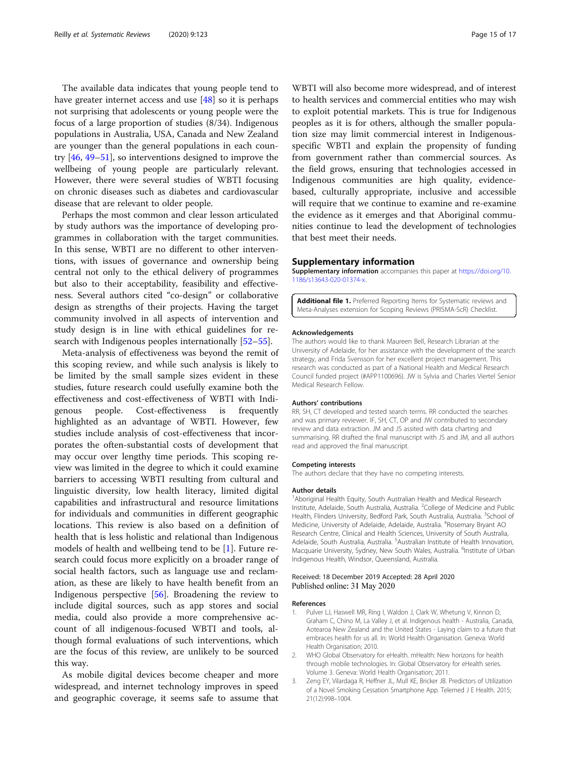The available data indicates that young people tend to have greater internet access and use [48] so it is perhaps not surprising that adolescents or young people were the focus of a large proportion of studies (8/34). Indigenous populations in Australia, USA, Canada and New Zealand are younger than the general populations in each country [46, 49–51], so interventions designed to improve the wellbeing of young people are particularly relevant. However, there were several studies of WBTI focusing on chronic diseases such as diabetes and cardiovascular disease that are relevant to older people.

Perhaps the most common and clear lesson articulated by study authors was the importance of developing programmes in collaboration with the target communities. In this sense, WBTI are no different to other interventions, with issues of governance and ownership being central not only to the ethical delivery of programmes but also to their acceptability, feasibility and effectiveness. Several authors cited "co-design" or collaborative design as strengths of their projects. Having the target community involved in all aspects of intervention and study design is in line with ethical guidelines for research with Indigenous peoples internationally [52–55].

Meta-analysis of effectiveness was beyond the remit of this scoping review, and while such analysis is likely to be limited by the small sample sizes evident in these studies, future research could usefully examine both the effectiveness and cost-effectiveness of WBTI with Indigenous people. Cost-effectiveness is frequently highlighted as an advantage of WBTI. However, few studies include analysis of cost-effectiveness that incorporates the often-substantial costs of development that may occur over lengthy time periods. This scoping review was limited in the degree to which it could examine barriers to accessing WBTI resulting from cultural and linguistic diversity, low health literacy, limited digital capabilities and infrastructural and resource limitations for individuals and communities in different geographic locations. This review is also based on a definition of health that is less holistic and relational than Indigenous models of health and wellbeing tend to be [1]. Future research could focus more explicitly on a broader range of social health factors, such as language use and reclamation, as these are likely to have health benefit from an Indigenous perspective [56]. Broadening the review to include digital sources, such as app stores and social media, could also provide a more comprehensive account of all indigenous-focused WBTI and tools, although formal evaluations of such interventions, which are the focus of this review, are unlikely to be sourced this way.

As mobile digital devices become cheaper and more widespread, and internet technology improves in speed and geographic coverage, it seems safe to assume that WBTI will also become more widespread, and of interest to health services and commercial entities who may wish to exploit potential markets. This is true for Indigenous peoples as it is for others, although the smaller population size may limit commercial interest in Indigenous-specific WBTI and explain the propensity of funding from government rather than commercial sources. As the field grows, ensuring that technologies accessed in Indigenous communities are high quality, evidence-based, culturally appropriate, inclusive and accessible will require that we continue to examine and re-examine the evidence as it emerges and that Aboriginal communities continue to lead the development of technologies that best meet their needs.

## Supplementary information

**Supplementary information** accompanies this paper at https://doi.org/10.1186/s13643-020-01374-x.

**Additional file 1.** Preferred Reporting Items for Systematic reviews and Meta-Analyses extension for Scoping Reviews (PRISMA-ScR) Checklist.

### Acknowledgements

The authors would like to thank Maureen Bell, Research Librarian at the University of Adelaide, for her assistance with the development of the search strategy, and Frida Svensson for her excellent project management. This research was conducted as part of a National Health and Medical Research Council funded project (#APP1100696). JW is Sylvia and Charles Viertel Senior Medical Research Fellow.

### Authors' contributions

RR, SH, CT developed and tested search terms. RR conducted the searches and was primary reviewer. IF, SH, CT, OP and JW contributed to secondary review and data extraction. JM and JS assited with data charting and summarising. RR drafted the final manuscript with JS and JM, and all authors read and approved the final manuscript.

### Competing interests

The authors declare that they have no competing interests.

### Author details

[1]Aboriginal Health Equity, South Australian Health and Medical Research Institute, Adelaide, South Australia, Australia. [2]College of Medicine and Public Health, Flinders University, Bedford Park, South Australia, Australia. [3]School of Medicine, University of Adelaide, Adelaide, Australia. [4]Rosemary Bryant AO Research Centre, Clinical and Health Sciences, University of South Australia, Adelaide, South Australia, Australia. [5]Australian Institute of Health Innovation, Macquarie University, Sydney, New South Wales, Australia. [6]Institute of Urban Indigenous Health, Windsor, Queensland, Australia.

Received: 18 December 2019 Accepted: 28 April 2020
Published online: 31 May 2020

### References

1. Pulver LJ, Haswell MR, Ring I, Waldon J, Clark W, Whetung V, Kinnon D, Graham C, Chino M, La Valley J, et al. Indigenous health - Australia, Canada, Aotearoa New Zealand and the United States - Laying claim to a future that embraces health for us all. In: World Health Organisation. Geneva: World Health Organisation; 2010.
2. WHO Global Observatory for eHealth. mHealth: New horizons for health through mobile technologies. In: Global Observatory for eHealth series. Volume 3. Geneva: World Health Organisation; 2011.
3. Zeng EY, Vilardaga R, Heffner JL, Mull KE, Bricker JB. Predictors of Utilization of a Novel Smoking Cessation Smartphone App. Telemed J E Health. 2015; 21(12):998–1004.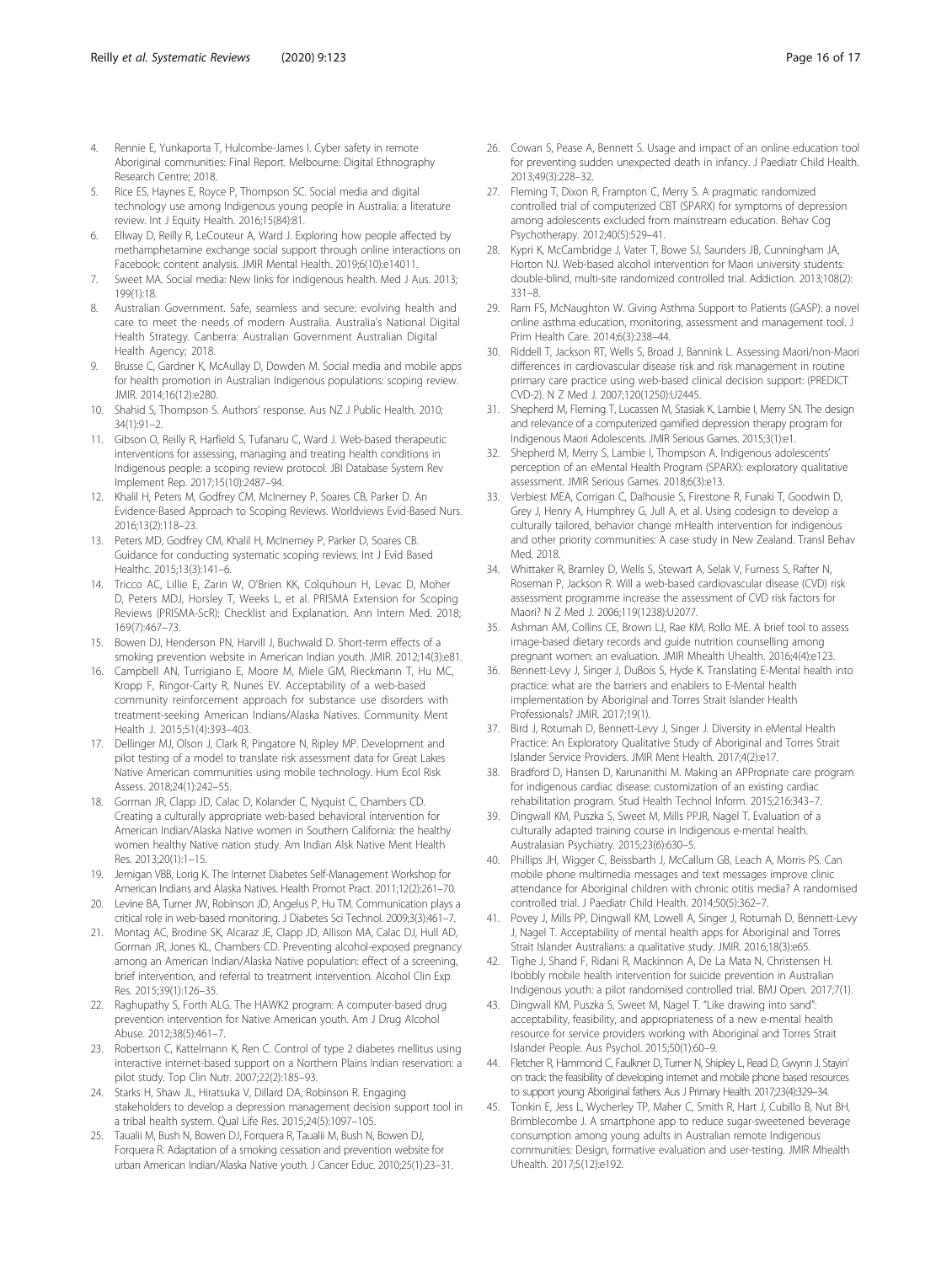4. Rennie E, Yunkaporta T, Hulcombe-James I. Cyber safety in remote Aboriginal communities: Final Report. Melbourne: Digital Ethnography Research Centre; 2018.
5. Rice ES, Haynes E, Royce P, Thompson SC. Social media and digital technology use among Indigenous young people in Australia: a literature review. Int J Equity Health. 2016;15(84):81.
6. Ellway D, Reilly R, LeCouteur A, Ward J. Exploring how people affected by methamphetamine exchange social support through online interactions on Facebook: content analysis. JMIR Mental Health. 2019;6(10):e14011.
7. Sweet MA. Social media: New links for indigenous health. Med J Aus. 2013; 199(1):18.
8. Australian Government. Safe, seamless and secure: evolving health and care to meet the needs of modern Australia. Australia's National Digital Health Strategy. Canberra: Australian Government Australian Digital Health Agency; 2018.
9. Brusse C, Gardner K, McAullay D, Dowden M. Social media and mobile apps for health promotion in Australian Indigenous populations: scoping review. JMIR. 2014;16(12):e280.
10. Shahid S, Thompson S. Authors' response. Aus NZ J Public Health. 2010; 34(1):91–2.
11. Gibson O, Reilly R, Harfield S, Tufanaru C, Ward J. Web-based therapeutic interventions for assessing, managing and treating health conditions in Indigenous people: a scoping review protocol. JBI Database System Rev Implement Rep. 2017;15(10):2487–94.
12. Khalil H, Peters M, Godfrey CM, McInerney P, Soares CB, Parker D. An Evidence-Based Approach to Scoping Reviews. Worldviews Evid-Based Nurs. 2016;13(2):118–23.
13. Peters MD, Godfrey CM, Khalil H, McInerney P, Parker D, Soares CB. Guidance for conducting systematic scoping reviews. Int J Evid Based Healthc. 2015;13(3):141–6.
14. Tricco AC, Lillie E, Zarin W, O'Brien KK, Colquhoun H, Levac D, Moher D, Peters MDJ, Horsley T, Weeks L, et al. PRISMA Extension for Scoping Reviews (PRISMA-ScR): Checklist and Explanation. Ann Intern Med. 2018; 169(7):467–73.
15. Bowen DJ, Henderson PN, Harvill J, Buchwald D. Short-term effects of a smoking prevention website in American Indian youth. JMIR. 2012;14(3):e81.
16. Campbell AN, Turrigiano E, Moore M, Miele GM, Rieckmann T, Hu MC, Kropp F, Ringor-Carty R, Nunes EV. Acceptability of a web-based community reinforcement approach for substance use disorders with treatment-seeking American Indians/Alaska Natives. Community Ment Health J. 2015;51(4):393–403.
17. Dellinger MJ, Olson J, Clark R, Pingatore N, Ripley MP. Development and pilot testing of a model to translate risk assessment data for Great Lakes Native American communities using mobile technology. Hum Ecol Risk Assess. 2018;24(1):242–55.
18. Gorman JR, Clapp JD, Calac D, Kolander C, Nyquist C, Chambers CD. Creating a culturally appropriate web-based behavioral intervention for American Indian/Alaska Native women in Southern California: the healthy women healthy Native nation study. Am Indian Alsk Native Ment Health Res. 2013;20(1):1–15.
19. Jernigan VBB, Lorig K. The Internet Diabetes Self-Management Workshop for American Indians and Alaska Natives. Health Promot Pract. 2011;12(2):261–70.
20. Levine BA, Turner JW, Robinson JD, Angelus P, Hu TM. Communication plays a critical role in web-based monitoring. J Diabetes Sci Technol. 2009;3(3):461–7.
21. Montag AC, Brodine SK, Alcaraz JE, Clapp JD, Allison MA, Calac DJ, Hull AD, Gorman JR, Jones KL, Chambers CD. Preventing alcohol-exposed pregnancy among an American Indian/Alaska Native population: effect of a screening, brief intervention, and referral to treatment intervention. Alcohol Clin Exp Res. 2015;39(1):126–35.
22. Raghupathy S, Forth ALG. The HAWK2 program: A computer-based drug prevention intervention for Native American youth. Am J Drug Alcohol Abuse. 2012;38(5):461–7.
23. Robertson C, Kattelmann K, Ren C. Control of type 2 diabetes mellitus using interactive internet-based support on a Northern Plains Indian reservation: a pilot study. Top Clin Nutr. 2007;22(2):185–93.
24. Starks H, Shaw JL, Hiratsuka V, Dillard DA, Robinson R. Engaging stakeholders to develop a depression management decision support tool in a tribal health system. Qual Life Res. 2015;24(5):1097–105.
25. Taualii M, Bush N, Bowen DJ, Forquera R, Taualii M, Bush N, Bowen DJ, Forquera R. Adaptation of a smoking cessation and prevention website for urban American Indian/Alaska Native youth. J Cancer Educ. 2010;25(1):23–31.
26. Cowan S, Pease A, Bennett S. Usage and impact of an online education tool for preventing sudden unexpected death in infancy. J Paediatr Child Health. 2013;49(3):228–32.
27. Fleming T, Dixon R, Frampton C, Merry S. A pragmatic randomized controlled trial of computerized CBT (SPARX) for symptoms of depression among adolescents excluded from mainstream education. Behav Cog Psychotherapy. 2012;40(5):529–41.
28. Kypri K, McCambridge J, Vater T, Bowe SJ, Saunders JB, Cunningham JA, Horton NJ. Web-based alcohol intervention for Maori university students: double-blind, multi-site randomized controlled trial. Addiction. 2013;108(2): 331–8.
29. Ram FS, McNaughton W. Giving Asthma Support to Patients (GASP): a novel online asthma education, monitoring, assessment and management tool. J Prim Health Care. 2014;6(3):238–44.
30. Riddell T, Jackson RT, Wells S, Broad J, Bannink L. Assessing Maori/non-Maori differences in cardiovascular disease risk and risk management in routine primary care practice using web-based clinical decision support: (PREDICT CVD-2). N Z Med J. 2007;120(1250):U2445.
31. Shepherd M, Fleming T, Lucassen M, Stasiak K, Lambie I, Merry SN. The design and relevance of a computerized gamified depression therapy program for Indigenous Maori Adolescents. JMIR Serious Games. 2015;3(1):e1.
32. Shepherd M, Merry S, Lambie I, Thompson A. Indigenous adolescents' perception of an eMental Health Program (SPARX): exploratory qualitative assessment. JMIR Serious Games. 2018;6(3):e13.
33. Verbiest MEA, Corrigan C, Dalhousie S, Firestone R, Funaki T, Goodwin D, Grey J, Henry A, Humphrey G, Jull A, et al. Using codesign to develop a culturally tailored, behavior change mHealth intervention for indigenous and other priority communities: A case study in New Zealand. Transl Behav Med. 2018.
34. Whittaker R, Bramley D, Wells S, Stewart A, Selak V, Furness S, Rafter N, Roseman P, Jackson R. Will a web-based cardiovascular disease (CVD) risk assessment programme increase the assessment of CVD risk factors for Maori? N Z Med J. 2006;119(1238):U2077.
35. Ashman AM, Collins CE, Brown LJ, Rae KM, Rollo ME. A brief tool to assess image-based dietary records and guide nutrition counselling among pregnant women: an evaluation. JMIR Mhealth Uhealth. 2016;4(4):e123.
36. Bennett-Levy J, Singer J, DuBois S, Hyde K. Translating E-Mental health into practice: what are the barriers and enablers to E-Mental health implementation by Aboriginal and Torres Strait Islander Health Professionals? JMIR. 2017;19(1).
37. Bird J, Rotumah D, Bennett-Levy J, Singer J. Diversity in eMental Health Practice: An Exploratory Qualitative Study of Aboriginal and Torres Strait Islander Service Providers. JMIR Ment Health. 2017;4(2):e17.
38. Bradford D, Hansen D, Karunanithi M. Making an APPropriate care program for indigenous cardiac disease: customization of an existing cardiac rehabilitation program. Stud Health Technol Inform. 2015;216:343–7.
39. Dingwall KM, Puszka S, Sweet M, Mills PPJR, Nagel T. Evaluation of a culturally adapted training course in Indigenous e-mental health. Australasian Psychiatry. 2015;23(6):630–5.
40. Phillips JH, Wigger C, Beissbarth J, McCallum GB, Leach A, Morris PS. Can mobile phone multimedia messages and text messages improve clinic attendance for Aboriginal children with chronic otitis media? A randomised controlled trial. J Paediatr Child Health. 2014;50(5):362–7.
41. Povey J, Mills PP, Dingwall KM, Lowell A, Singer J, Rotumah D, Bennett-Levy J, Nagel T. Acceptability of mental health apps for Aboriginal and Torres Strait Islander Australians: a qualitative study. JMIR. 2016;18(3):e65.
42. Tighe J, Shand F, Ridani R, Mackinnon A, De La Mata N, Christensen H. Ibobbly mobile health intervention for suicide prevention in Australian Indigenous youth: a pilot randomised controlled trial. BMJ Open. 2017;7(1).
43. Dingwall KM, Puszka S, Sweet M, Nagel T. "Like drawing into sand": acceptability, feasibility, and appropriateness of a new e-mental health resource for service providers working with Aboriginal and Torres Strait Islander People. Aus Psychol. 2015;50(1):60–9.
44. Fletcher R, Hammond C, Faulkner D, Turner N, Shipley L, Read D, Gwynn J. Stayin' on track: the feasibility of developing internet and mobile phone based resources to support young Aboriginal fathers. Aus J Primary Health. 2017;23(4):329–34.
45. Tonkin E, Jess L, Wycherley TP, Maher C, Smith R, Hart J, Cubillo B, Nut BH, Brimblecombe J. A smartphone app to reduce sugar-sweetened beverage consumption among young adults in Australian remote Indigenous communities: Design, formative evaluation and user-testing. JMIR Mhealth Uhealth. 2017;5(12):e192.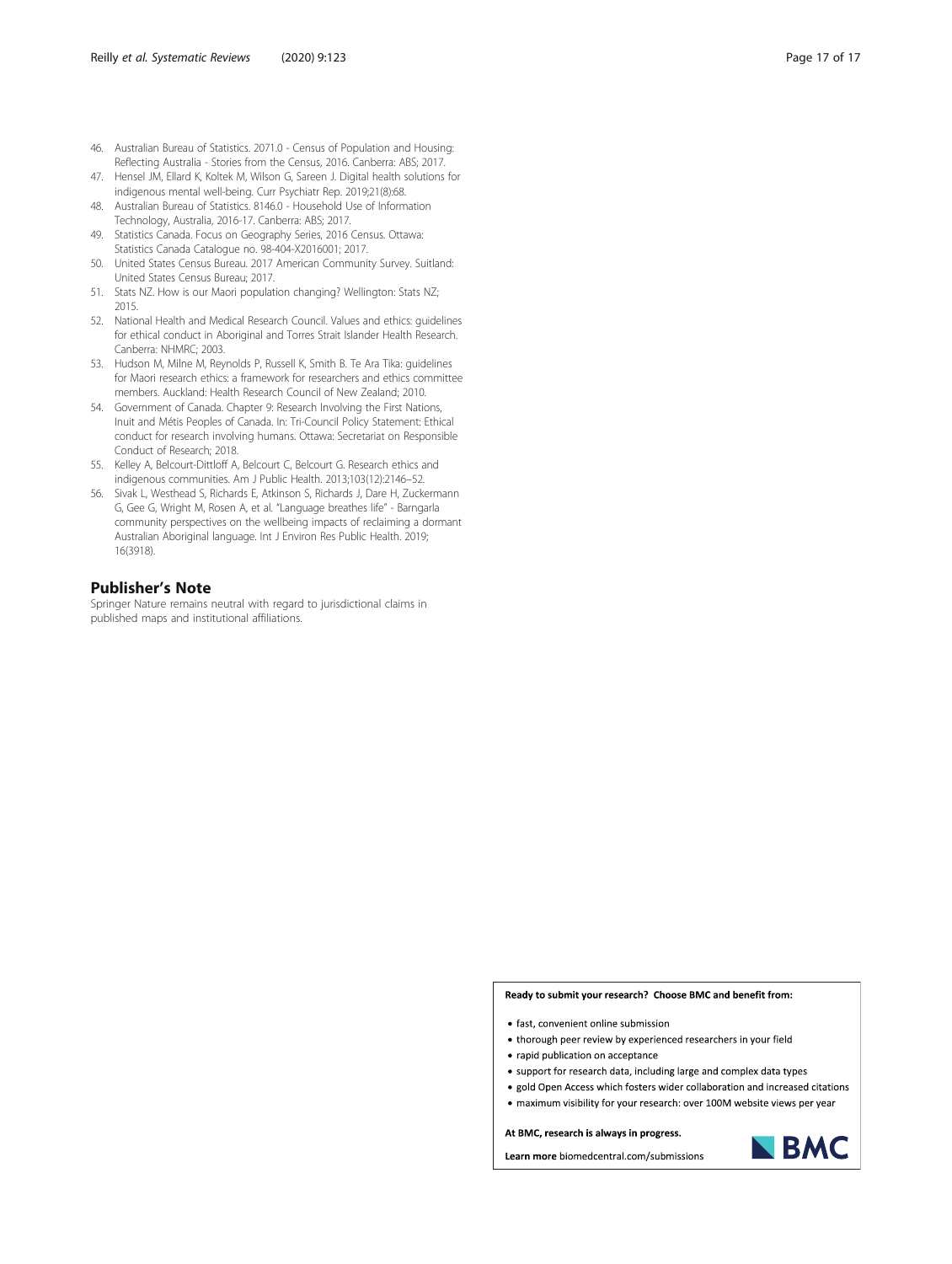46. Australian Bureau of Statistics. 2071.0 - Census of Population and Housing: Reflecting Australia - Stories from the Census, 2016. Canberra: ABS; 2017.
47. Hensel JM, Ellard K, Koltek M, Wilson G, Sareen J. Digital health solutions for indigenous mental well-being. Curr Psychiatr Rep. 2019;21(8):68.
48. Australian Bureau of Statistics. 8146.0 - Household Use of Information Technology, Australia, 2016-17. Canberra: ABS; 2017.
49. Statistics Canada. Focus on Geography Series, 2016 Census. Ottawa: Statistics Canada Catalogue no. 98-404-X2016001; 2017.
50. United States Census Bureau. 2017 American Community Survey. Suitland: United States Census Bureau; 2017.
51. Stats NZ. How is our Maori population changing? Wellington: Stats NZ; 2015.
52. National Health and Medical Research Council. Values and ethics: guidelines for ethical conduct in Aboriginal and Torres Strait Islander Health Research. Canberra: NHMRC; 2003.
53. Hudson M, Milne M, Reynolds P, Russell K, Smith B. Te Ara Tika: guidelines for Maori research ethics: a framework for researchers and ethics committee members. Auckland: Health Research Council of New Zealand; 2010.
54. Government of Canada. Chapter 9: Research Involving the First Nations, Inuit and Métis Peoples of Canada. In: Tri-Council Policy Statement: Ethical conduct for research involving humans. Ottawa: Secretariat on Responsible Conduct of Research; 2018.
55. Kelley A, Belcourt-Dittloff A, Belcourt C, Belcourt G. Research ethics and indigenous communities. Am J Public Health. 2013;103(12):2146–52.
56. Sivak L, Westhead S, Richards E, Atkinson S, Richards J, Dare H, Zuckermann G, Gee G, Wright M, Rosen A, et al. "Language breathes life" - Barngarla community perspectives on the wellbeing impacts of reclaiming a dormant Australian Aboriginal language. Int J Environ Res Public Health. 2019; 16(3918).

## Publisher's Note

Springer Nature remains neutral with regard to jurisdictional claims in published maps and institutional affiliations.

**Ready to submit your research? Choose BMC and benefit from:**

- fast, convenient online submission
- thorough peer review by experienced researchers in your field
- rapid publication on acceptance
- support for research data, including large and complex data types
- gold Open Access which fosters wider collaboration and increased citations
- maximum visibility for your research: over 100M website views per year

**At BMC, research is always in progress.**

**Learn more** biomedcentral.com/submissions

BMC